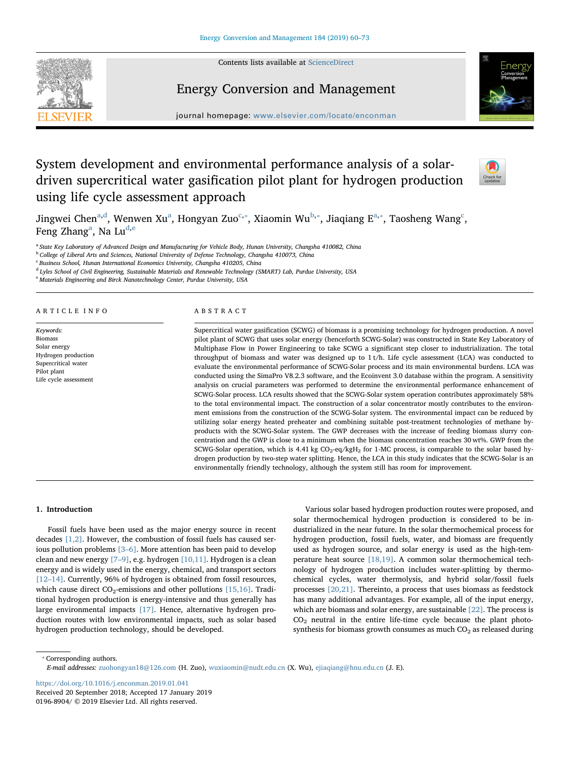# System development and environmental performance analysis of a solar-driven supercritical water gasification pilot plant for hydrogen production using life cycle assessment approach

Jingwei Chen[a,d], Wenwen Xu[a], Hongyan Zuo[c,*], Xiaomin Wu[b,*], Jiaqiang E[a,*], Taosheng Wang[c], Feng Zhang[a], Na Lu[d,e]

[a] State Key Laboratory of Advanced Design and Manufacturing for Vehicle Body, Hunan University, Changsha 410082, China
[b] College of Liberal Arts and Sciences, National University of Defense Technology, Changsha 410073, China
[c] Business School, Hunan International Economics University, Changsha 410205, China
[d] Lyles School of Civil Engineering, Sustainable Materials and Renewable Technology (SMART) Lab, Purdue University, USA
[e] Materials Engineering and Birck Nanotechnology Center, Purdue University, USA

## ARTICLE INFO

*Keywords:*
Biomass
Solar energy
Hydrogen production
Supercritical water
Pilot plant
Life cycle assessment

## ABSTRACT

Supercritical water gasification (SCWG) of biomass is a promising technology for hydrogen production. A novel pilot plant of SCWG that uses solar energy (henceforth SCWG-Solar) was constructed in State Key Laboratory of Multiphase Flow in Power Engineering to take SCWG a significant step closer to industrialization. The total throughput of biomass and water was designed up to 1 t/h. Life cycle assessment (LCA) was conducted to evaluate the environmental performance of SCWG-Solar process and its main environmental burdens. LCA was conducted using the SimaPro V8.2.3 software, and the Ecoinvent 3.0 database within the program. A sensitivity analysis on crucial parameters was performed to determine the environmental performance enhancement of SCWG-Solar process. LCA results showed that the SCWG-Solar system operation contributes approximately 58% to the total environmental impact. The construction of a solar concentrator mostly contributes to the environment emissions from the construction of the SCWG-Solar system. The environmental impact can be reduced by utilizing solar energy heated preheater and combining suitable post-treatment technologies of methane by-products with the SCWG-Solar system. The GWP decreases with the increase of feeding biomass slurry concentration and the GWP is close to a minimum when the biomass concentration reaches 30 wt%. GWP from the SCWG-Solar operation, which is 4.41 kg $CO_2$-eq/kg$H_2$ for 1-MC process, is comparable to the solar based hydrogen production by two-step water splitting. Hence, the LCA in this study indicates that the SCWG-Solar is an environmentally friendly technology, although the system still has room for improvement.

## 1. Introduction

Fossil fuels have been used as the major energy source in recent decades [1,2]. However, the combustion of fossil fuels has caused serious pollution problems [3–6]. More attention has been paid to develop clean and new energy [7–9], e.g. hydrogen [10,11]. Hydrogen is a clean fuel and is widely used in the energy, chemical, and transport sectors [12–14]. Currently, 96% of hydrogen is obtained from fossil resources, which cause direct $CO_2$-emissions and other pollutions [15,16]. Traditional hydrogen production is energy-intensive and thus generally has large environmental impacts [17]. Hence, alternative hydrogen production routes with low environmental impacts, such as solar based hydrogen production technology, should be developed.

Various solar based hydrogen production routes were proposed, and solar thermochemical hydrogen production is considered to be industrialized in the near future. In the solar thermochemical process for hydrogen production, fossil fuels, water, and biomass are frequently used as hydrogen source, and solar energy is used as the high-temperature heat source [18,19]. A common solar thermochemical technology of hydrogen production includes water-splitting by thermochemical cycles, water thermolysis, and hybrid solar/fossil fuels processes [20,21]. Thereinto, a process that uses biomass as feedstock has many additional advantages. For example, all of the input energy, which are biomass and solar energy, are sustainable [22]. The process is $CO_2$ neutral in the entire life-time cycle because the plant photosynthesis for biomass growth consumes as much $CO_2$ as released during

* Corresponding authors.
*E-mail addresses:* zuohongyan18@126.com (H. Zuo), wuxiaomin@nudt.edu.cn (X. Wu), ejiaqiang@hnu.edu.cn (J. E).

https://doi.org/10.1016/j.enconman.2019.01.041
Received 20 September 2018; Accepted 17 January 2019
0196-8904/ © 2019 Elsevier Ltd. All rights reserved.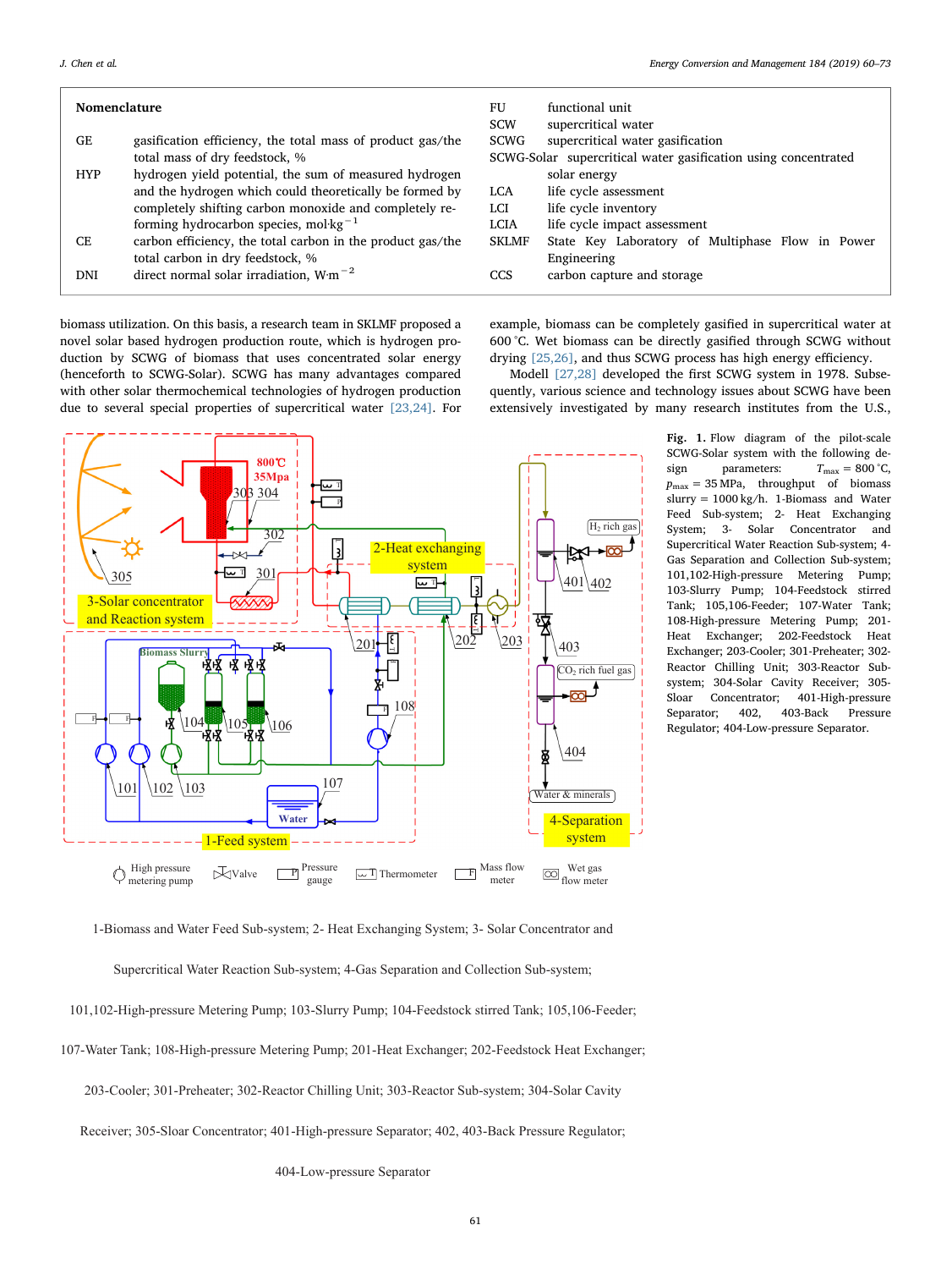## Nomenclature

| | |
|---|---|
| GE | gasification efficiency, the total mass of product gas/the total mass of dry feedstock, % |
| HYP | hydrogen yield potential, the sum of measured hydrogen and the hydrogen which could theoretically be formed by completely shifting carbon monoxide and completely reforming hydrocarbon species, mol·kg$^{-1}$ |
| CE | carbon efficiency, the total carbon in the product gas/the total carbon in dry feedstock, % |
| DNI | direct normal solar irradiation, W·m$^{-2}$ |
| FU | functional unit |
| SCW | supercritical water |
| SCWG | supercritical water gasification |
| SCWG-Solar | supercritical water gasification using concentrated solar energy |
| LCA | life cycle assessment |
| LCI | life cycle inventory |
| LCIA | life cycle impact assessment |
| SKLMF | State Key Laboratory of Multiphase Flow in Power Engineering |
| CCS | carbon capture and storage |

biomass utilization. On this basis, a research team in SKLMF proposed a novel solar based hydrogen production route, which is hydrogen production by SCWG of biomass that uses concentrated solar energy (henceforth to SCWG-Solar). SCWG has many advantages compared with other solar thermochemical technologies of hydrogen production due to several special properties of supercritical water [23,24]. For example, biomass can be completely gasified in supercritical water at 600 °C. Wet biomass can be directly gasified through SCWG without drying [25,26], and thus SCWG process has high energy efficiency.

Modell [27,28] developed the first SCWG system in 1978. Subsequently, various science and technology issues about SCWG have been extensively investigated by many research institutes from the U.S.,

**Fig. 1.** Flow diagram of the pilot-scale SCWG-Solar system with the following design parameters: $T_{max}$ = 800 °C, $p_{max}$ = 35 MPa, throughput of biomass slurry = 1000 kg/h. 1-Biomass and Water Feed Sub-system; 2- Heat Exchanging System; 3- Solar Concentrator and Supercritical Water Reaction Sub-system; 4-Gas Separation and Collection Sub-system; 101,102-High-pressure Metering Pump; 103-Slurry Pump; 104-Feedstock stirred Tank; 105,106-Feeder; 107-Water Tank; 108-High-pressure Metering Pump; 201-Heat Exchanger; 202-Feedstock Heat Exchanger; 203-Cooler; 301-Preheater; 302-Reactor Chilling Unit; 303-Reactor Sub-system; 304-Solar Cavity Receiver; 305-Sloar Concentrator; 401-High-pressure Separator; 402, 403-Back Pressure Regulator; 404-Low-pressure Separator.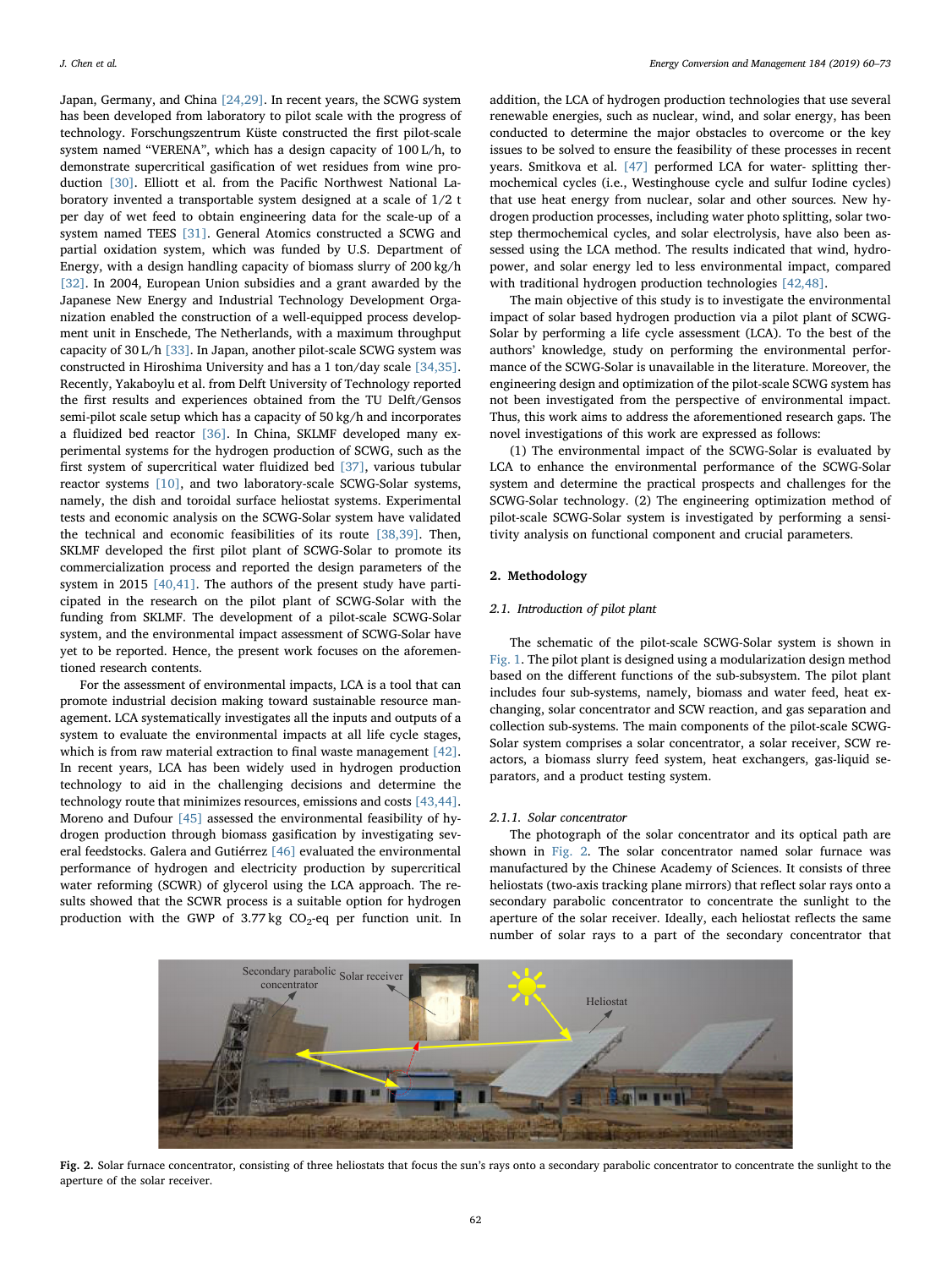Japan, Germany, and China [24,29]. In recent years, the SCWG system has been developed from laboratory to pilot scale with the progress of technology. Forschungszentrum Küste constructed the first pilot-scale system named "VERENA", which has a design capacity of 100 L/h, to demonstrate supercritical gasification of wet residues from wine production [30]. Elliott et al. from the Pacific Northwest National Laboratory invented a transportable system designed at a scale of 1/2 t per day of wet feed to obtain engineering data for the scale-up of a system named TEES [31]. General Atomics constructed a SCWG and partial oxidation system, which was funded by U.S. Department of Energy, with a design handling capacity of biomass slurry of 200 kg/h [32]. In 2004, European Union subsidies and a grant awarded by the Japanese New Energy and Industrial Technology Development Organization enabled the construction of a well-equipped process development unit in Enschede, The Netherlands, with a maximum throughput capacity of 30 L/h [33]. In Japan, another pilot-scale SCWG system was constructed in Hiroshima University and has a 1 ton/day scale [34,35]. Recently, Yakaboylu et al. from Delft University of Technology reported the first results and experiences obtained from the TU Delft/Gensos semi-pilot scale setup which has a capacity of 50 kg/h and incorporates a fluidized bed reactor [36]. In China, SKLMF developed many experimental systems for the hydrogen production of SCWG, such as the first system of supercritical water fluidized bed [37], various tubular reactor systems [10], and two laboratory-scale SCWG-Solar systems, namely, the dish and toroidal surface heliostat systems. Experimental tests and economic analysis on the SCWG-Solar system have validated the technical and economic feasibilities of its route [38,39]. Then, SKLMF developed the first pilot plant of SCWG-Solar to promote its commercialization process and reported the design parameters of the system in 2015 [40,41]. The authors of the present study have participated in the research on the pilot plant of SCWG-Solar with the funding from SKLMF. The development of a pilot-scale SCWG-Solar system, and the environmental impact assessment of SCWG-Solar have yet to be reported. Hence, the present work focuses on the aforementioned research contents.

For the assessment of environmental impacts, LCA is a tool that can promote industrial decision making toward sustainable resource management. LCA systematically investigates all the inputs and outputs of a system to evaluate the environmental impacts at all life cycle stages, which is from raw material extraction to final waste management [42]. In recent years, LCA has been widely used in hydrogen production technology to aid in the challenging decisions and determine the technology route that minimizes resources, emissions and costs [43,44]. Moreno and Dufour [45] assessed the environmental feasibility of hydrogen production through biomass gasification by investigating several feedstocks. Galera and Gutiérrez [46] evaluated the environmental performance of hydrogen and electricity production by supercritical water reforming (SCWR) of glycerol using the LCA approach. The results showed that the SCWR process is a suitable option for hydrogen production with the GWP of 3.77 kg $CO_2$-eq per function unit. In addition, the LCA of hydrogen production technologies that use several renewable energies, such as nuclear, wind, and solar energy, has been conducted to determine the major obstacles to overcome or the key issues to be solved to ensure the feasibility of these processes in recent years. Smitkova et al. [47] performed LCA for water- splitting thermochemical cycles (i.e., Westinghouse cycle and sulfur Iodine cycles) that use heat energy from nuclear, solar and other sources. New hydrogen production processes, including water photo splitting, solar two-step thermochemical cycles, and solar electrolysis, have also been assessed using the LCA method. The results indicated that wind, hydropower, and solar energy led to less environmental impact, compared with traditional hydrogen production technologies [42,48].

The main objective of this study is to investigate the environmental impact of solar based hydrogen production via a pilot plant of SCWG-Solar by performing a life cycle assessment (LCA). To the best of the authors' knowledge, study on performing the environmental performance of the SCWG-Solar is unavailable in the literature. Moreover, the engineering design and optimization of the pilot-scale SCWG system has not been investigated from the perspective of environmental impact. Thus, this work aims to address the aforementioned research gaps. The novel investigations of this work are expressed as follows:

(1) The environmental impact of the SCWG-Solar is evaluated by LCA to enhance the environmental performance of the SCWG-Solar system and determine the practical prospects and challenges for the SCWG-Solar technology. (2) The engineering optimization method of pilot-scale SCWG-Solar system is investigated by performing a sensitivity analysis on functional component and crucial parameters.

## 2. Methodology

### 2.1. Introduction of pilot plant

The schematic of the pilot-scale SCWG-Solar system is shown in Fig. 1. The pilot plant is designed using a modularization design method based on the different functions of the sub-subsystem. The pilot plant includes four sub-systems, namely, biomass and water feed, heat exchanging, solar concentrator and SCW reaction, and gas separation and collection sub-systems. The main components of the pilot-scale SCWG-Solar system comprises a solar concentrator, a solar receiver, SCW reactors, a biomass slurry feed system, heat exchangers, gas-liquid separators, and a product testing system.

#### 2.1.1. Solar concentrator

The photograph of the solar concentrator and its optical path are shown in Fig. 2. The solar concentrator named solar furnace was manufactured by the Chinese Academy of Sciences. It consists of three heliostats (two-axis tracking plane mirrors) that reflect solar rays onto a secondary parabolic concentrator to concentrate the sunlight to the aperture of the solar receiver. Ideally, each heliostat reflects the same number of solar rays to a part of the secondary concentrator that

Fig. 2. Solar furnace concentrator, consisting of three heliostats that focus the sun's rays onto a secondary parabolic concentrator to concentrate the sunlight to the aperture of the solar receiver.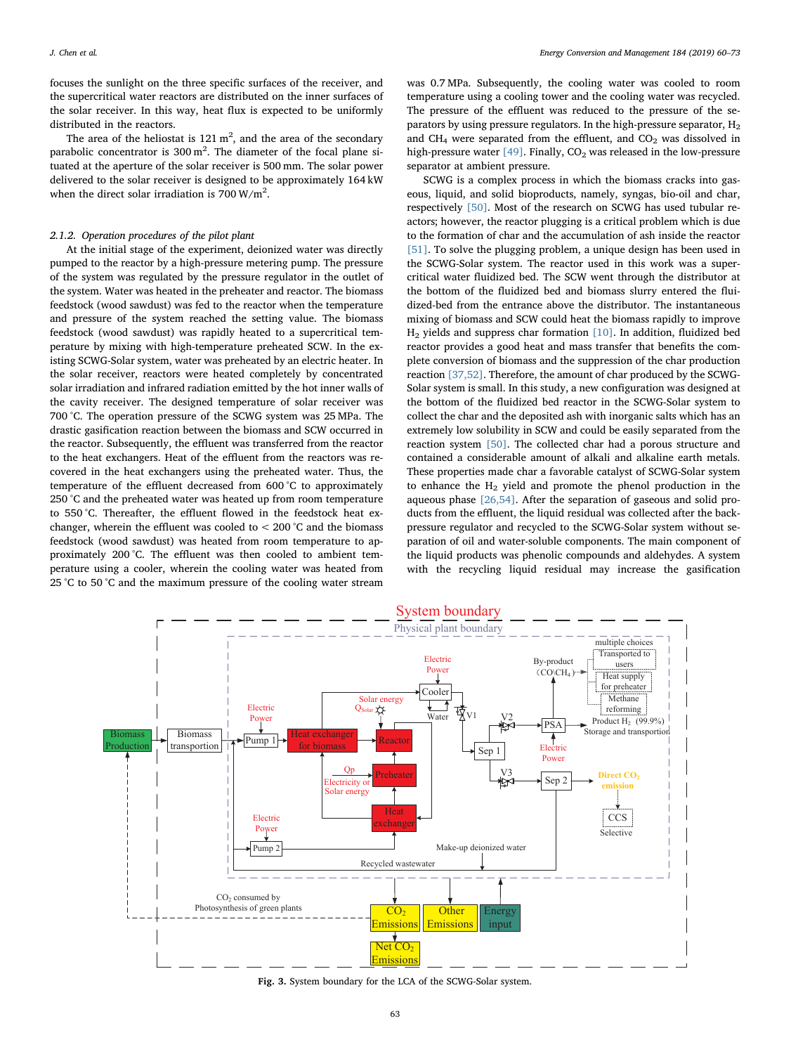focuses the sunlight on the three specific surfaces of the receiver, and the supercritical water reactors are distributed on the inner surfaces of the solar receiver. In this way, heat flux is expected to be uniformly distributed in the reactors.

The area of the heliostat is 121 $m^2$, and the area of the secondary parabolic concentrator is 300 $m^2$. The diameter of the focal plane situated at the aperture of the solar receiver is 500 mm. The solar power delivered to the solar receiver is designed to be approximately 164 kW when the direct solar irradiation is 700 $W/m^2$.

### 2.1.2. Operation procedures of the pilot plant

At the initial stage of the experiment, deionized water was directly pumped to the reactor by a high-pressure metering pump. The pressure of the system was regulated by the pressure regulator in the outlet of the system. Water was heated in the preheater and reactor. The biomass feedstock (wood sawdust) was fed to the reactor when the temperature and pressure of the system reached the setting value. The biomass feedstock (wood sawdust) was rapidly heated to a supercritical temperature by mixing with high-temperature preheated SCW. In the existing SCWG-Solar system, water was preheated by an electric heater. In the solar receiver, reactors were heated completely by concentrated solar irradiation and infrared radiation emitted by the hot inner walls of the cavity receiver. The designed temperature of solar receiver was 700 °C. The operation pressure of the SCWG system was 25 MPa. The drastic gasification reaction between the biomass and SCW occurred in the reactor. Subsequently, the effluent was transferred from the reactor to the heat exchangers. Heat of the effluent from the reactors was recovered in the heat exchangers using the preheated water. Thus, the temperature of the effluent decreased from 600 °C to approximately 250 °C and the preheated water was heated up from room temperature to 550 °C. Thereafter, the effluent flowed in the feedstock heat exchanger, wherein the effluent was cooled to < 200 °C and the biomass feedstock (wood sawdust) was heated from room temperature to approximately 200 °C. The effluent was then cooled to ambient temperature using a cooler, wherein the cooling water was heated from 25 °C to 50 °C and the maximum pressure of the cooling water stream was 0.7 MPa. Subsequently, the cooling water was cooled to room temperature using a cooling tower and the cooling water was recycled. The pressure of the effluent was reduced to the pressure of the separators by using pressure regulators. In the high-pressure separator, $H_2$ and $CH_4$ were separated from the effluent, and $CO_2$ was dissolved in high-pressure water [49]. Finally, $CO_2$ was released in the low-pressure separator at ambient pressure.

SCWG is a complex process in which the biomass cracks into gaseous, liquid, and solid bioproducts, namely, syngas, bio-oil and char, respectively [50]. Most of the research on SCWG has used tubular reactors; however, the reactor plugging is a critical problem which is due to the formation of char and the accumulation of ash inside the reactor [51]. To solve the plugging problem, a unique design has been used in the SCWG-Solar system. The reactor used in this work was a supercritical water fluidized bed. The SCW went through the distributor at the bottom of the fluidized bed and biomass slurry entered the fluidized-bed from the entrance above the distributor. The instantaneous mixing of biomass and SCW could heat the biomass rapidly to improve $H_2$ yields and suppress char formation [10]. In addition, fluidized bed reactor provides a good heat and mass transfer that benefits the complete conversion of biomass and the suppression of the char production reaction [37,52]. Therefore, the amount of char produced by the SCWG-Solar system is small. In this study, a new configuration was designed at the bottom of the fluidized bed reactor in the SCWG-Solar system to collect the char and the deposited ash with inorganic salts which has an extremely low solubility in SCW and could be easily separated from the reaction system [50]. The collected char had a porous structure and contained a considerable amount of alkali and alkaline earth metals. These properties made char a favorable catalyst of SCWG-Solar system to enhance the $H_2$ yield and promote the phenol production in the aqueous phase [26,54]. After the separation of gaseous and solid products from the effluent, the liquid residual was collected after the back-pressure regulator and recycled to the SCWG-Solar system without separation of oil and water-soluble components. The main component of the liquid products was phenolic compounds and aldehydes. A system with the recycling liquid residual may increase the gasification

**Fig. 3.** System boundary for the LCA of the SCWG-Solar system.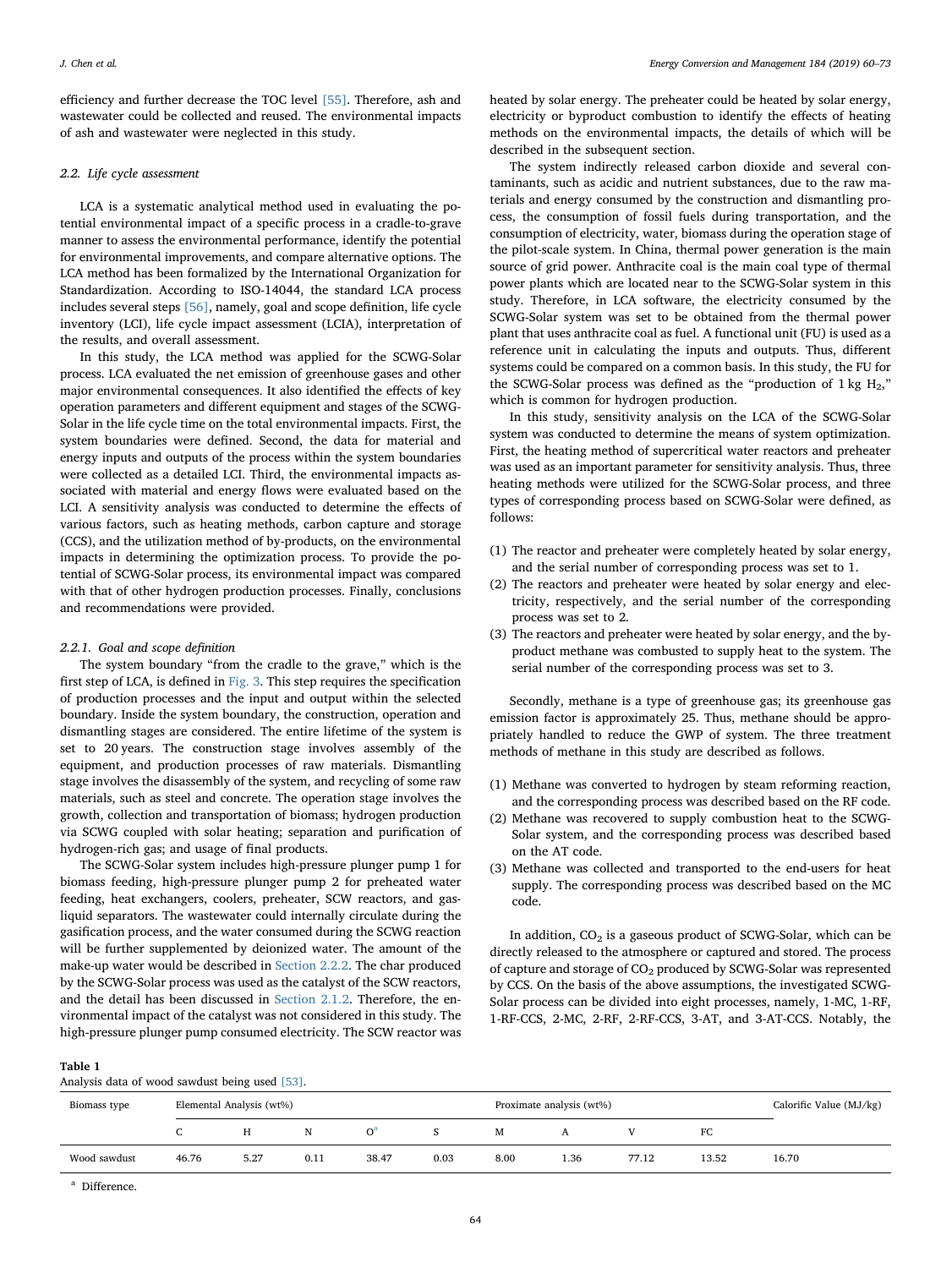efficiency and further decrease the TOC level [55]. Therefore, ash and wastewater could be collected and reused. The environmental impacts of ash and wastewater were neglected in this study.

### 2.2. Life cycle assessment

LCA is a systematic analytical method used in evaluating the potential environmental impact of a specific process in a cradle-to-grave manner to assess the environmental performance, identify the potential for environmental improvements, and compare alternative options. The LCA method has been formalized by the International Organization for Standardization. According to ISO-14044, the standard LCA process includes several steps [56], namely, goal and scope definition, life cycle inventory (LCI), life cycle impact assessment (LCIA), interpretation of the results, and overall assessment.

In this study, the LCA method was applied for the SCWG-Solar process. LCA evaluated the net emission of greenhouse gases and other major environmental consequences. It also identified the effects of key operation parameters and different equipment and stages of the SCWG-Solar in the life cycle time on the total environmental impacts. First, the system boundaries were defined. Second, the data for material and energy inputs and outputs of the process within the system boundaries were collected as a detailed LCI. Third, the environmental impacts associated with material and energy flows were evaluated based on the LCI. A sensitivity analysis was conducted to determine the effects of various factors, such as heating methods, carbon capture and storage (CCS), and the utilization method of by-products, on the environmental impacts in determining the optimization process. To provide the potential of SCWG-Solar process, its environmental impact was compared with that of other hydrogen production processes. Finally, conclusions and recommendations were provided.

#### 2.2.1. Goal and scope definition

The system boundary "from the cradle to the grave," which is the first step of LCA, is defined in Fig. 3. This step requires the specification of production processes and the input and output within the selected boundary. Inside the system boundary, the construction, operation and dismantling stages are considered. The entire lifetime of the system is set to 20 years. The construction stage involves assembly of the equipment, and production processes of raw materials. Dismantling stage involves the disassembly of the system, and recycling of some raw materials, such as steel and concrete. The operation stage involves the growth, collection and transportation of biomass; hydrogen production via SCWG coupled with solar heating; separation and purification of hydrogen-rich gas; and usage of final products.

The SCWG-Solar system includes high-pressure plunger pump 1 for biomass feeding, high-pressure plunger pump 2 for preheated water feeding, heat exchangers, coolers, preheater, SCW reactors, and gas-liquid separators. The wastewater could internally circulate during the gasification process, and the water consumed during the SCWG reaction will be further supplemented by deionized water. The amount of the make-up water would be described in Section 2.2.2. The char produced by the SCWG-Solar process was used as the catalyst of the SCW reactors, and the detail has been discussed in Section 2.1.2. Therefore, the environmental impact of the catalyst was not considered in this study. The high-pressure plunger pump consumed electricity. The SCW reactor was heated by solar energy. The preheater could be heated by solar energy, electricity or byproduct combustion to identify the effects of heating methods on the environmental impacts, the details of which will be described in the subsequent section.

The system indirectly released carbon dioxide and several contaminants, such as acidic and nutrient substances, due to the raw materials and energy consumed by the construction and dismantling process, the consumption of fossil fuels during transportation, and the consumption of electricity, water, biomass during the operation stage of the pilot-scale system. In China, thermal power generation is the main source of grid power. Anthracite coal is the main coal type of thermal power plants which are located near to the SCWG-Solar system in this study. Therefore, in LCA software, the electricity consumed by the SCWG-Solar system was set to be obtained from the thermal power plant that uses anthracite coal as fuel. A functional unit (FU) is used as a reference unit in calculating the inputs and outputs. Thus, different systems could be compared on a common basis. In this study, the FU for the SCWG-Solar process was defined as the "production of 1 kg $H_2$," which is common for hydrogen production.

In this study, sensitivity analysis on the LCA of the SCWG-Solar system was conducted to determine the means of system optimization. First, the heating method of supercritical water reactors and preheater was used as an important parameter for sensitivity analysis. Thus, three heating methods were utilized for the SCWG-Solar process, and three types of corresponding process based on SCWG-Solar were defined, as follows:

(1) The reactor and preheater were completely heated by solar energy, and the serial number of corresponding process was set to 1.
(2) The reactors and preheater were heated by solar energy and electricity, respectively, and the serial number of the corresponding process was set to 2.
(3) The reactors and preheater were heated by solar energy, and the by-product methane was combusted to supply heat to the system. The serial number of the corresponding process was set to 3.

Secondly, methane is a type of greenhouse gas; its greenhouse gas emission factor is approximately 25. Thus, methane should be appropriately handled to reduce the GWP of system. The three treatment methods of methane in this study are described as follows.

(1) Methane was converted to hydrogen by steam reforming reaction, and the corresponding process was described based on the RF code.
(2) Methane was recovered to supply combustion heat to the SCWG-Solar system, and the corresponding process was described based on the AT code.
(3) Methane was collected and transported to the end-users for heat supply. The corresponding process was described based on the MC code.

In addition, $CO_2$ is a gaseous product of SCWG-Solar, which can be directly released to the atmosphere or captured and stored. The process of capture and storage of $CO_2$ produced by SCWG-Solar was represented by CCS. On the basis of the above assumptions, the investigated SCWG-Solar process can be divided into eight processes, namely, 1-MC, 1-RF, 1-RF-CCS, 2-MC, 2-RF, 2-RF-CCS, 3-AT, and 3-AT-CCS. Notably, the

**Table 1**
Analysis data of wood sawdust being used [53].

| Biomass type | Elemental Analysis (wt%) | | | | | Proximate analysis (wt%) | | | | Calorific Value (MJ/kg) |
|---|---|---|---|---|---|---|---|---|---|---|
| | C | H | N | O[a] | S | M | A | V | FC | |
| Wood sawdust | 46.76 | 5.27 | 0.11 | 38.47 | 0.03 | 8.00 | 1.36 | 77.12 | 13.52 | 16.70 |

[a] Difference.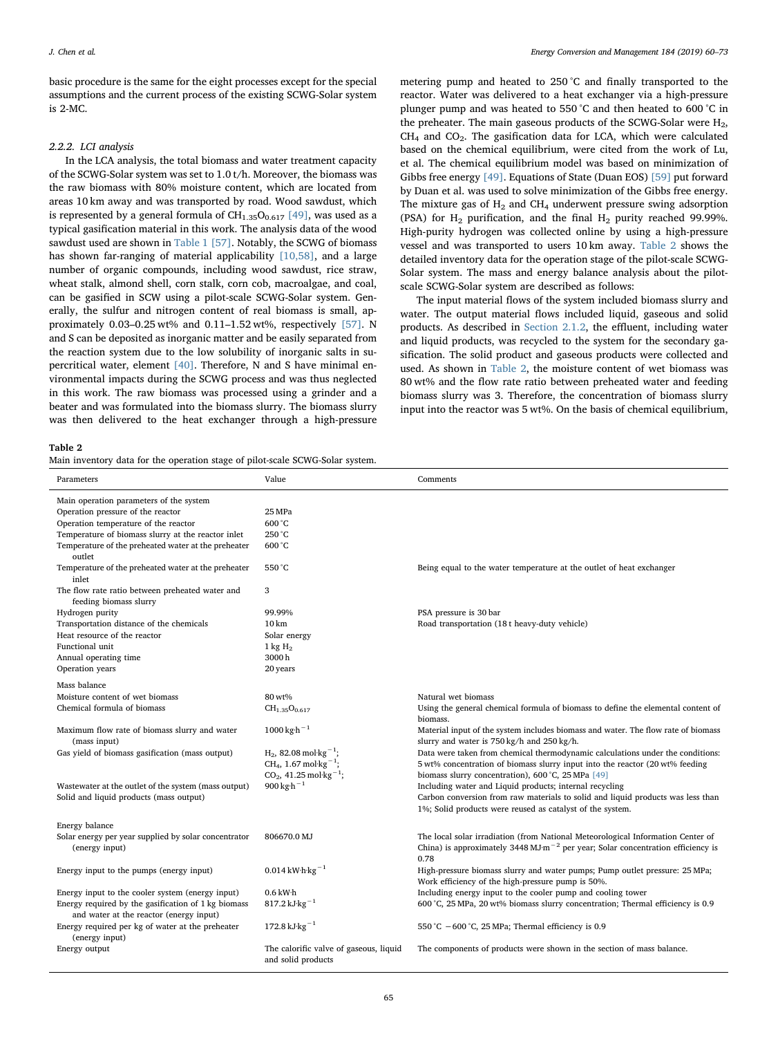basic procedure is the same for the eight processes except for the special assumptions and the current process of the existing SCWG-Solar system is 2-MC.

#### *2.2.2. LCI analysis*

In the LCA analysis, the total biomass and water treatment capacity of the SCWG-Solar system was set to 1.0 t/h. Moreover, the biomass was the raw biomass with 80% moisture content, which are located from areas 10 km away and was transported by road. Wood sawdust, which is represented by a general formula of $CH_{1.35}O_{0.617}$ [49], was used as a typical gasification material in this work. The analysis data of the wood sawdust used are shown in Table 1 [57]. Notably, the SCWG of biomass has shown far-ranging of material applicability [10,58], and a large number of organic compounds, including wood sawdust, rice straw, wheat stalk, almond shell, corn stalk, corn cob, macroalgae, and coal, can be gasified in SCW using a pilot-scale SCWG-Solar system. Generally, the sulfur and nitrogen content of real biomass is small, approximately 0.03–0.25 wt% and 0.11–1.52 wt%, respectively [57]. N and S can be deposited as inorganic matter and be easily separated from the reaction system due to the low solubility of inorganic salts in supercritical water, element [40]. Therefore, N and S have minimal environmental impacts during the SCWG process and was thus neglected in this work. The raw biomass was processed using a grinder and a beater and was formulated into the biomass slurry. The biomass slurry was then delivered to the heat exchanger through a high-pressure metering pump and heated to 250 °C and finally transported to the reactor. Water was delivered to a heat exchanger via a high-pressure plunger pump and was heated to 550 °C and then heated to 600 °C in the preheater. The main gaseous products of the SCWG-Solar were $H_2$, $CH_4$ and $CO_2$. The gasification data for LCA, which were calculated based on the chemical equilibrium, were cited from the work of Lu, et al. The chemical equilibrium model was based on minimization of Gibbs free energy [49]. Equations of State (Duan EOS) [59] put forward by Duan et al. was used to solve minimization of the Gibbs free energy. The mixture gas of $H_2$ and $CH_4$ underwent pressure swing adsorption (PSA) for $H_2$ purification, and the final $H_2$ purity reached 99.99%. High-purity hydrogen was collected online by using a high-pressure vessel and was transported to users 10 km away. Table 2 shows the detailed inventory data for the operation stage of the pilot-scale SCWG-Solar system. The mass and energy balance analysis about the pilot-scale SCWG-Solar system are described as follows:

The input material flows of the system included biomass slurry and water. The output material flows included liquid, gaseous and solid products. As described in Section 2.1.2, the effluent, including water and liquid products, was recycled to the system for the secondary gasification. The solid product and gaseous products were collected and used. As shown in Table 2, the moisture content of wet biomass was 80 wt% and the flow rate ratio between preheated water and feeding biomass slurry was 3. Therefore, the concentration of biomass slurry input into the reactor was 5 wt%. On the basis of chemical equilibrium,

**Table 2**
Main inventory data for the operation stage of pilot-scale SCWG-Solar system.

| Parameters | Value | Comments |
|---|---|---|
| Main operation parameters of the system | | |
| Operation pressure of the reactor | 25 MPa | |
| Operation temperature of the reactor | 600 °C | |
| Temperature of biomass slurry at the reactor inlet | 250 °C | |
| Temperature of the preheated water at the preheater outlet | 600 °C | |
| Temperature of the preheated water at the preheater inlet | 550 °C | Being equal to the water temperature at the outlet of heat exchanger |
| The flow rate ratio between preheated water and feeding biomass slurry | 3 | |
| Hydrogen purity | 99.99% | PSA pressure is 30 bar |
| Transportation distance of the chemicals | 10 km | Road transportation (18 t heavy-duty vehicle) |
| Heat resource of the reactor | Solar energy | |
| Functional unit | 1 kg $H_2$ | |
| Annual operating time | 3000 h | |
| Operation years | 20 years | |
| Mass balance | | |
| Moisture content of wet biomass | 80 wt% | Natural wet biomass |
| Chemical formula of biomass | $CH_{1.35}O_{0.617}$ | Using the general chemical formula of biomass to define the elemental content of biomass. |
| Maximum flow rate of biomass slurry and water (mass input) | $1000\ kg{\cdot}h^{-1}$ | Material input of the system includes biomass and water. The flow rate of biomass slurry and water is 750 kg/h and 250 kg/h. |
| Gas yield of biomass gasification (mass output) | $H_2$, $82.08\ mol{\cdot}kg^{-1}$; $CH_4$, $1.67\ mol{\cdot}kg^{-1}$; $CO_2$, $41.25\ mol{\cdot}kg^{-1}$; | Data were taken from chemical thermodynamic calculations under the conditions: 5 wt% concentration of biomass slurry input into the reactor (20 wt% feeding biomass slurry concentration), 600 °C, 25 MPa [49] |
| Wastewater at the outlet of the system (mass output) | $900\ kg{\cdot}h^{-1}$ | Including water and Liquid products; internal recycling |
| Solid and liquid products (mass output) | | Carbon conversion from raw materials to solid and liquid products was less than 1%; Solid products were reused as catalyst of the system. |
| Energy balance | | |
| Solar energy per year supplied by solar concentrator (energy input) | 806670.0 MJ | The local solar irradiation (from National Meteorological Information Center of China) is approximately $3448\ MJ{\cdot}m^{-2}$ per year; Solar concentration efficiency is 0.78 |
| Energy input to the pumps (energy input) | $0.014\ kW{\cdot}h{\cdot}kg^{-1}$ | High-pressure biomass slurry and water pumps; Pump outlet pressure: 25 MPa; Work efficiency of the high-pressure pump is 50%. |
| Energy input to the cooler system (energy input) | 0.6 kW·h | Including energy input to the cooler pump and cooling tower |
| Energy required by the gasification of 1 kg biomass and water at the reactor (energy input) | $817.2\ kJ{\cdot}kg^{-1}$ | 600 °C, 25 MPa, 20 wt% biomass slurry concentration; Thermal efficiency is 0.9 |
| Energy required per kg of water at the preheater (energy input) | $172.8\ kJ{\cdot}kg^{-1}$ | 550 °C −600 °C, 25 MPa; Thermal efficiency is 0.9 |
| Energy output | The calorific valve of gaseous, liquid and solid products | The components of products were shown in the section of mass balance. |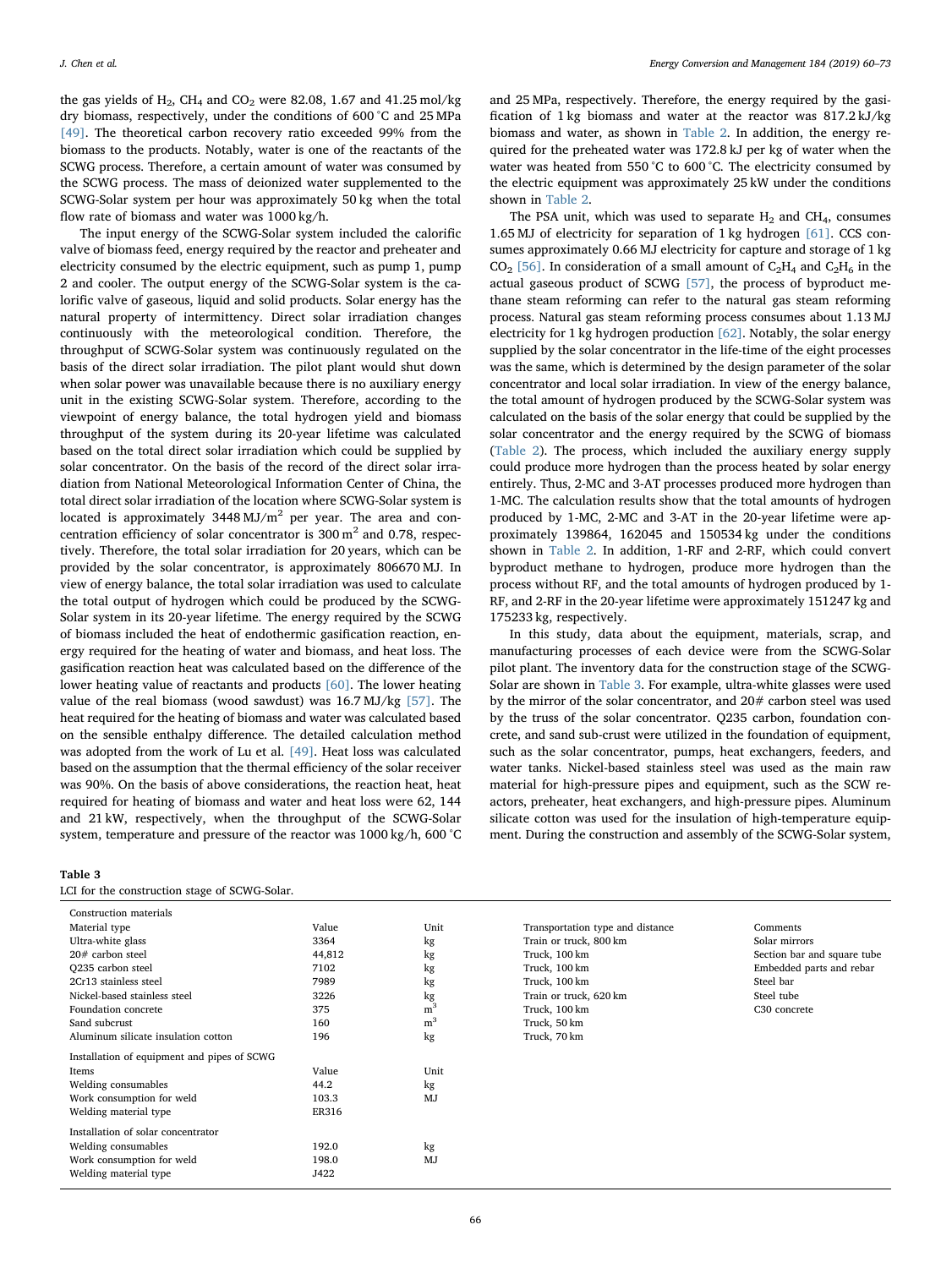the gas yields of $H_2$, $CH_4$ and $CO_2$ were 82.08, 1.67 and 41.25 mol/kg dry biomass, respectively, under the conditions of 600 °C and 25 MPa [49]. The theoretical carbon recovery ratio exceeded 99% from the biomass to the products. Notably, water is one of the reactants of the SCWG process. Therefore, a certain amount of water was consumed by the SCWG process. The mass of deionized water supplemented to the SCWG-Solar system per hour was approximately 50 kg when the total flow rate of biomass and water was 1000 kg/h.

The input energy of the SCWG-Solar system included the calorific valve of biomass feed, energy required by the reactor and preheater and electricity consumed by the electric equipment, such as pump 1, pump 2 and cooler. The output energy of the SCWG-Solar system is the calorific valve of gaseous, liquid and solid products. Solar energy has the natural property of intermittency. Direct solar irradiation changes continuously with the meteorological condition. Therefore, the throughput of SCWG-Solar system was continuously regulated on the basis of the direct solar irradiation. The pilot plant would shut down when solar power was unavailable because there is no auxiliary energy unit in the existing SCWG-Solar system. Therefore, according to the viewpoint of energy balance, the total hydrogen yield and biomass throughput of the system during its 20-year lifetime was calculated based on the total direct solar irradiation which could be supplied by solar concentrator. On the basis of the record of the direct solar irradiation from National Meteorological Information Center of China, the total direct solar irradiation of the location where SCWG-Solar system is located is approximately 3448 MJ/$m^2$ per year. The area and concentration efficiency of solar concentrator is 300 $m^2$ and 0.78, respectively. Therefore, the total solar irradiation for 20 years, which can be provided by the solar concentrator, is approximately 806670 MJ. In view of energy balance, the total solar irradiation was used to calculate the total output of hydrogen which could be produced by the SCWG-Solar system in its 20-year lifetime. The energy required by the SCWG of biomass included the heat of endothermic gasification reaction, energy required for the heating of water and biomass, and heat loss. The gasification reaction heat was calculated based on the difference of the lower heating value of reactants and products [60]. The lower heating value of the real biomass (wood sawdust) was 16.7 MJ/kg [57]. The heat required for the heating of biomass and water was calculated based on the sensible enthalpy difference. The detailed calculation method was adopted from the work of Lu et al. [49]. Heat loss was calculated based on the assumption that the thermal efficiency of the solar receiver was 90%. On the basis of above considerations, the reaction heat, heat required for heating of biomass and water and heat loss were 62, 144 and 21 kW, respectively, when the throughput of the SCWG-Solar system, temperature and pressure of the reactor was 1000 kg/h, 600 °C and 25 MPa, respectively. Therefore, the energy required by the gasification of 1 kg biomass and water at the reactor was 817.2 kJ/kg biomass and water, as shown in Table 2. In addition, the energy required for the preheated water was 172.8 kJ per kg of water when the water was heated from 550 °C to 600 °C. The electricity consumed by the electric equipment was approximately 25 kW under the conditions shown in Table 2.

The PSA unit, which was used to separate $H_2$ and $CH_4$, consumes 1.65 MJ of electricity for separation of 1 kg hydrogen [61]. CCS consumes approximately 0.66 MJ electricity for capture and storage of 1 kg $CO_2$ [56]. In consideration of a small amount of $C_2H_4$ and $C_2H_6$ in the actual gaseous product of SCWG [57], the process of byproduct methane steam reforming can refer to the natural gas steam reforming process. Natural gas steam reforming process consumes about 1.13 MJ electricity for 1 kg hydrogen production [62]. Notably, the solar energy supplied by the solar concentrator in the life-time of the eight processes was the same, which is determined by the design parameter of the solar concentrator and local solar irradiation. In view of the energy balance, the total amount of hydrogen produced by the SCWG-Solar system was calculated on the basis of the solar energy that could be supplied by the solar concentrator and the energy required by the SCWG of biomass (Table 2). The process, which included the auxiliary energy supply could produce more hydrogen than the process heated by solar energy entirely. Thus, 2-MC and 3-AT processes produced more hydrogen than 1-MC. The calculation results show that the total amounts of hydrogen produced by 1-MC, 2-MC and 3-AT in the 20-year lifetime were approximately 139864, 162045 and 150534 kg under the conditions shown in Table 2. In addition, 1-RF and 2-RF, which could convert byproduct methane to hydrogen, produce more hydrogen than the process without RF, and the total amounts of hydrogen produced by 1-RF, and 2-RF in the 20-year lifetime were approximately 151247 kg and 175233 kg, respectively.

In this study, data about the equipment, materials, scrap, and manufacturing processes of each device were from the SCWG-Solar pilot plant. The inventory data for the construction stage of the SCWG-Solar are shown in Table 3. For example, ultra-white glasses were used by the mirror of the solar concentrator, and 20# carbon steel was used by the truss of the solar concentrator. Q235 carbon, foundation concrete, and sand sub-crust were utilized in the foundation of equipment, such as the solar concentrator, pumps, heat exchangers, feeders, and water tanks. Nickel-based stainless steel was used as the main raw material for high-pressure pipes and equipment, such as the SCW reactors, preheater, heat exchangers, and high-pressure pipes. Aluminum silicate cotton was used for the insulation of high-temperature equipment. During the construction and assembly of the SCWG-Solar system,

**Table 3**
LCI for the construction stage of SCWG-Solar.

| Construction materials | | | | |
|---|---|---|---|---|
| Material type | Value | Unit | Transportation type and distance | Comments |
| Ultra-white glass | 3364 | kg | Train or truck, 800 km | Solar mirrors |
| 20# carbon steel | 44,812 | kg | Truck, 100 km | Section bar and square tube |
| Q235 carbon steel | 7102 | kg | Truck, 100 km | Embedded parts and rebar |
| 2Cr13 stainless steel | 7989 | kg | Truck, 100 km | Steel bar |
| Nickel-based stainless steel | 3226 | kg | Train or truck, 620 km | Steel tube |
| Foundation concrete | 375 | $m^3$ | Truck, 100 km | C30 concrete |
| Sand subcrust | 160 | $m^3$ | Truck, 50 km | |
| Aluminum silicate insulation cotton | 196 | kg | Truck, 70 km | |
| **Installation of equipment and pipes of SCWG** | | | | |
| Items | Value | Unit | | |
| Welding consumables | 44.2 | kg | | |
| Work consumption for weld | 103.3 | MJ | | |
| Welding material type | ER316 | | | |
| **Installation of solar concentrator** | | | | |
| Welding consumables | 192.0 | kg | | |
| Work consumption for weld | 198.0 | MJ | | |
| Welding material type | J422 | | | |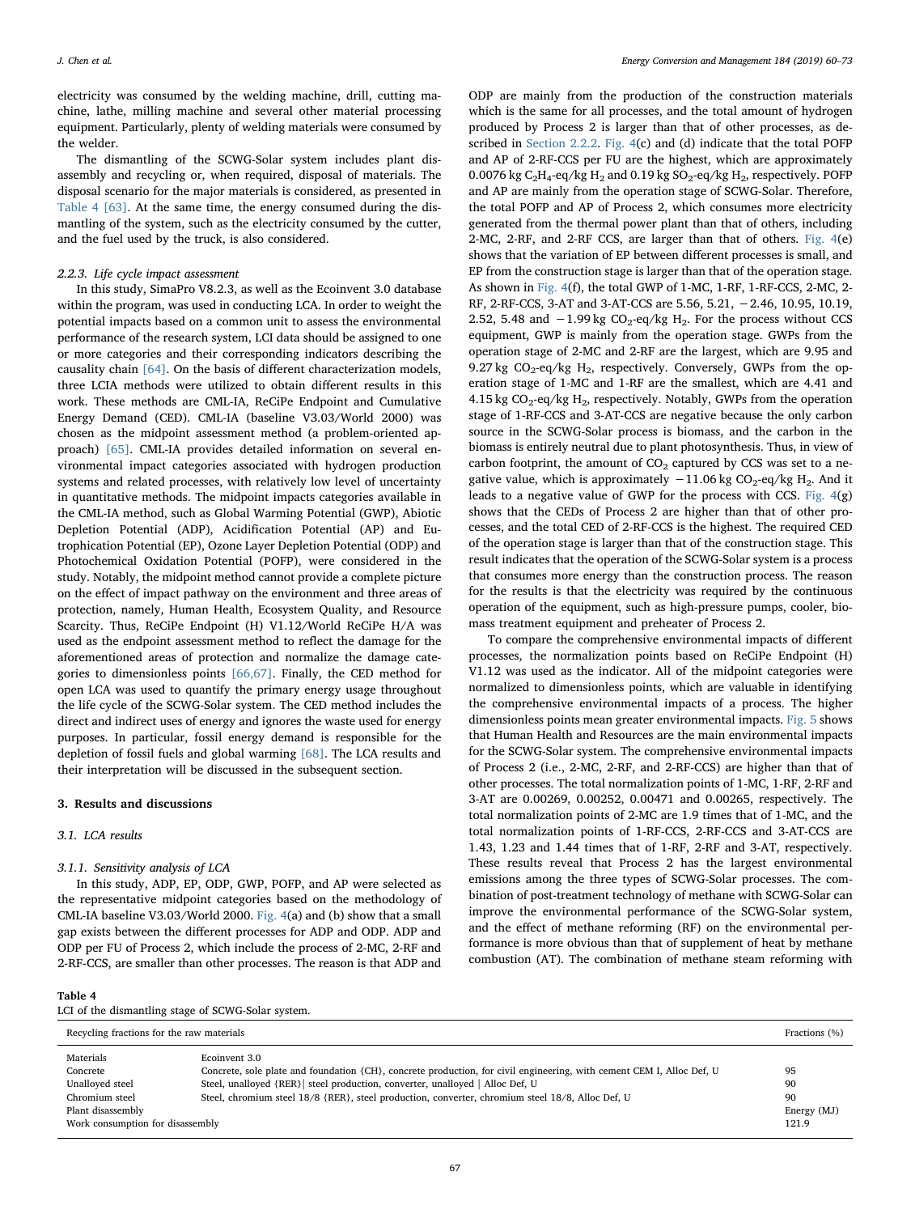electricity was consumed by the welding machine, drill, cutting machine, lathe, milling machine and several other material processing equipment. Particularly, plenty of welding materials were consumed by the welder.

The dismantling of the SCWG-Solar system includes plant disassembly and recycling or, when required, disposal of materials. The disposal scenario for the major materials is considered, as presented in Table 4 [63]. At the same time, the energy consumed during the dismantling of the system, such as the electricity consumed by the cutter, and the fuel used by the truck, is also considered.

#### 2.2.3. Life cycle impact assessment

In this study, SimaPro V8.2.3, as well as the Ecoinvent 3.0 database within the program, was used in conducting LCA. In order to weight the potential impacts based on a common unit to assess the environmental performance of the research system, LCI data should be assigned to one or more categories and their corresponding indicators describing the causality chain [64]. On the basis of different characterization models, three LCIA methods were utilized to obtain different results in this work. These methods are CML-IA, ReCiPe Endpoint and Cumulative Energy Demand (CED). CML-IA (baseline V3.03/World 2000) was chosen as the midpoint assessment method (a problem-oriented approach) [65]. CML-IA provides detailed information on several environmental impact categories associated with hydrogen production systems and related processes, with relatively low level of uncertainty in quantitative methods. The midpoint impacts categories available in the CML-IA method, such as Global Warming Potential (GWP), Abiotic Depletion Potential (ADP), Acidification Potential (AP) and Eutrophication Potential (EP), Ozone Layer Depletion Potential (ODP) and Photochemical Oxidation Potential (POFP), were considered in the study. Notably, the midpoint method cannot provide a complete picture on the effect of impact pathway on the environment and three areas of protection, namely, Human Health, Ecosystem Quality, and Resource Scarcity. Thus, ReCiPe Endpoint (H) V1.12/World ReCiPe H/A was used as the endpoint assessment method to reflect the damage for the aforementioned areas of protection and normalize the damage categories to dimensionless points [66,67]. Finally, the CED method for open LCA was used to quantify the primary energy usage throughout the life cycle of the SCWG-Solar system. The CED method includes the direct and indirect uses of energy and ignores the waste used for energy purposes. In particular, fossil energy demand is responsible for the depletion of fossil fuels and global warming [68]. The LCA results and their interpretation will be discussed in the subsequent section.

## 3. Results and discussions

### 3.1. LCA results

#### 3.1.1. Sensitivity analysis of LCA

In this study, ADP, EP, ODP, GWP, POFP, and AP were selected as the representative midpoint categories based on the methodology of CML-IA baseline V3.03/World 2000. Fig. 4(a) and (b) show that a small gap exists between the different processes for ADP and ODP. ADP and ODP per FU of Process 2, which include the process of 2-MC, 2-RF and 2-RF-CCS, are smaller than other processes. The reason is that ADP and ODP are mainly from the production of the construction materials which is the same for all processes, and the total amount of hydrogen produced by Process 2 is larger than that of other processes, as described in Section 2.2.2. Fig. 4(c) and (d) indicate that the total POFP and AP of 2-RF-CCS per FU are the highest, which are approximately 0.0076 kg $C_2H_4$-eq/kg $H_2$ and 0.19 kg $SO_2$-eq/kg $H_2$, respectively. POFP and AP are mainly from the operation stage of SCWG-Solar. Therefore, the total POFP and AP of Process 2, which consumes more electricity generated from the thermal power plant than that of others, including 2-MC, 2-RF, and 2-RF CCS, are larger than that of others. Fig. 4(e) shows that the variation of EP between different processes is small, and EP from the construction stage is larger than that of the operation stage. As shown in Fig. 4(f), the total GWP of 1-MC, 1-RF, 1-RF-CCS, 2-MC, 2-RF, 2-RF-CCS, 3-AT and 3-AT-CCS are 5.56, 5.21, −2.46, 10.95, 10.19, 2.52, 5.48 and −1.99 kg $CO_2$-eq/kg $H_2$. For the process without CCS equipment, GWP is mainly from the operation stage. GWPs from the operation stage of 2-MC and 2-RF are the largest, which are 9.95 and 9.27 kg $CO_2$-eq/kg $H_2$, respectively. Conversely, GWPs from the operation stage of 1-MC and 1-RF are the smallest, which are 4.41 and 4.15 kg $CO_2$-eq/kg $H_2$, respectively. Notably, GWPs from the operation stage of 1-RF-CCS and 3-AT-CCS are negative because the only carbon source in the SCWG-Solar process is biomass, and the carbon in the biomass is entirely neutral due to plant photosynthesis. Thus, in view of carbon footprint, the amount of $CO_2$ captured by CCS was set to a negative value, which is approximately −11.06 kg $CO_2$-eq/kg $H_2$. And it leads to a negative value of GWP for the process with CCS. Fig. 4(g) shows that the CEDs of Process 2 are higher than that of other processes, and the total CED of 2-RF-CCS is the highest. The required CED of the operation stage is larger than that of the construction stage. This result indicates that the operation of the SCWG-Solar system is a process that consumes more energy than the construction process. The reason for the results is that the electricity was required by the continuous operation of the equipment, such as high-pressure pumps, cooler, biomass treatment equipment and preheater of Process 2.

To compare the comprehensive environmental impacts of different processes, the normalization points based on ReCiPe Endpoint (H) V1.12 was used as the indicator. All of the midpoint categories were normalized to dimensionless points, which are valuable in identifying the comprehensive environmental impacts of a process. The higher dimensionless points mean greater environmental impacts. Fig. 5 shows that Human Health and Resources are the main environmental impacts for the SCWG-Solar system. The comprehensive environmental impacts of Process 2 (i.e., 2-MC, 2-RF, and 2-RF-CCS) are higher than that of other processes. The total normalization points of 1-MC, 1-RF, 2-RF and 3-AT are 0.00269, 0.00252, 0.00471 and 0.00265, respectively. The total normalization points of 2-MC are 1.9 times that of 1-MC, and the total normalization points of 1-RF-CCS, 2-RF-CCS and 3-AT-CCS are 1.43, 1.23 and 1.44 times that of 1-RF, 2-RF and 3-AT, respectively. These results reveal that Process 2 has the largest environmental emissions among the three types of SCWG-Solar processes. The combination of post-treatment technology of methane with SCWG-Solar can improve the environmental performance of the SCWG-Solar system, and the effect of methane reforming (RF) on the environmental performance is more obvious than that of supplement of heat by methane combustion (AT). The combination of methane steam reforming with

**Table 4**
LCI of the dismantling stage of SCWG-Solar system.

| Recycling fractions for the raw materials | | Fractions (%) |
|---|---|---|
| Materials | Ecoinvent 3.0 | |
| Concrete | Concrete, sole plate and foundation {CH}, concrete production, for civil engineering, with cement CEM I, Alloc Def, U | 95 |
| Unalloyed steel | Steel, unalloyed {RER}\| steel production, converter, unalloyed \| Alloc Def, U | 90 |
| Chromium steel | Steel, chromium steel 18/8 {RER}, steel production, converter, chromium steel 18/8, Alloc Def, U | 90 |
| Plant disassembly | | Energy (MJ) |
| Work consumption for disassembly | | 121.9 |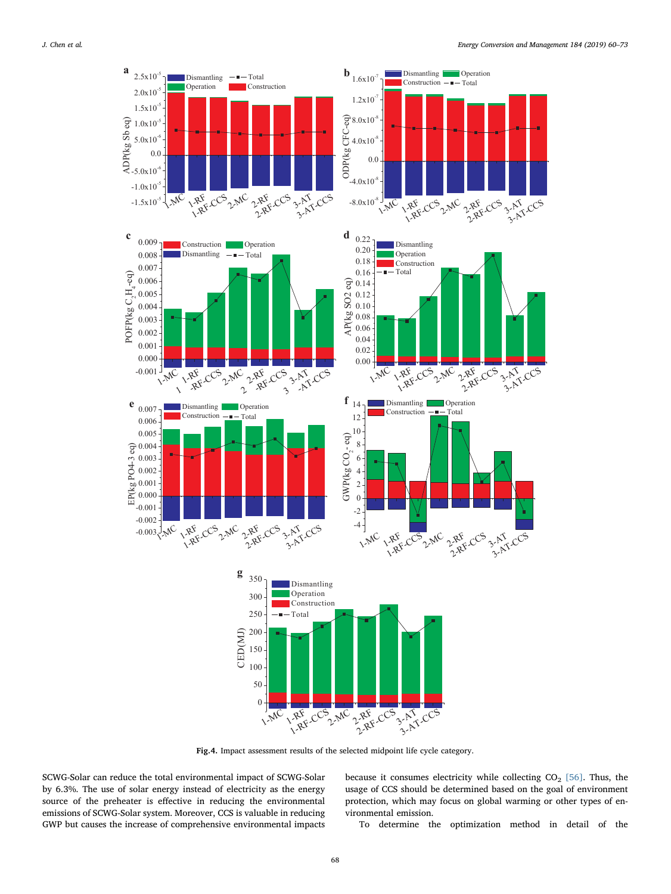**Fig.4.** Impact assessment results of the selected midpoint life cycle category.

SCWG-Solar can reduce the total environmental impact of SCWG-Solar by 6.3%. The use of solar energy instead of electricity as the energy source of the preheater is effective in reducing the environmental emissions of SCWG-Solar system. Moreover, CCS is valuable in reducing GWP but causes the increase of comprehensive environmental impacts because it consumes electricity while collecting $CO_2$ [56]. Thus, the usage of CCS should be determined based on the goal of environment protection, which may focus on global warming or other types of environmental emission.

To determine the optimization method in detail of the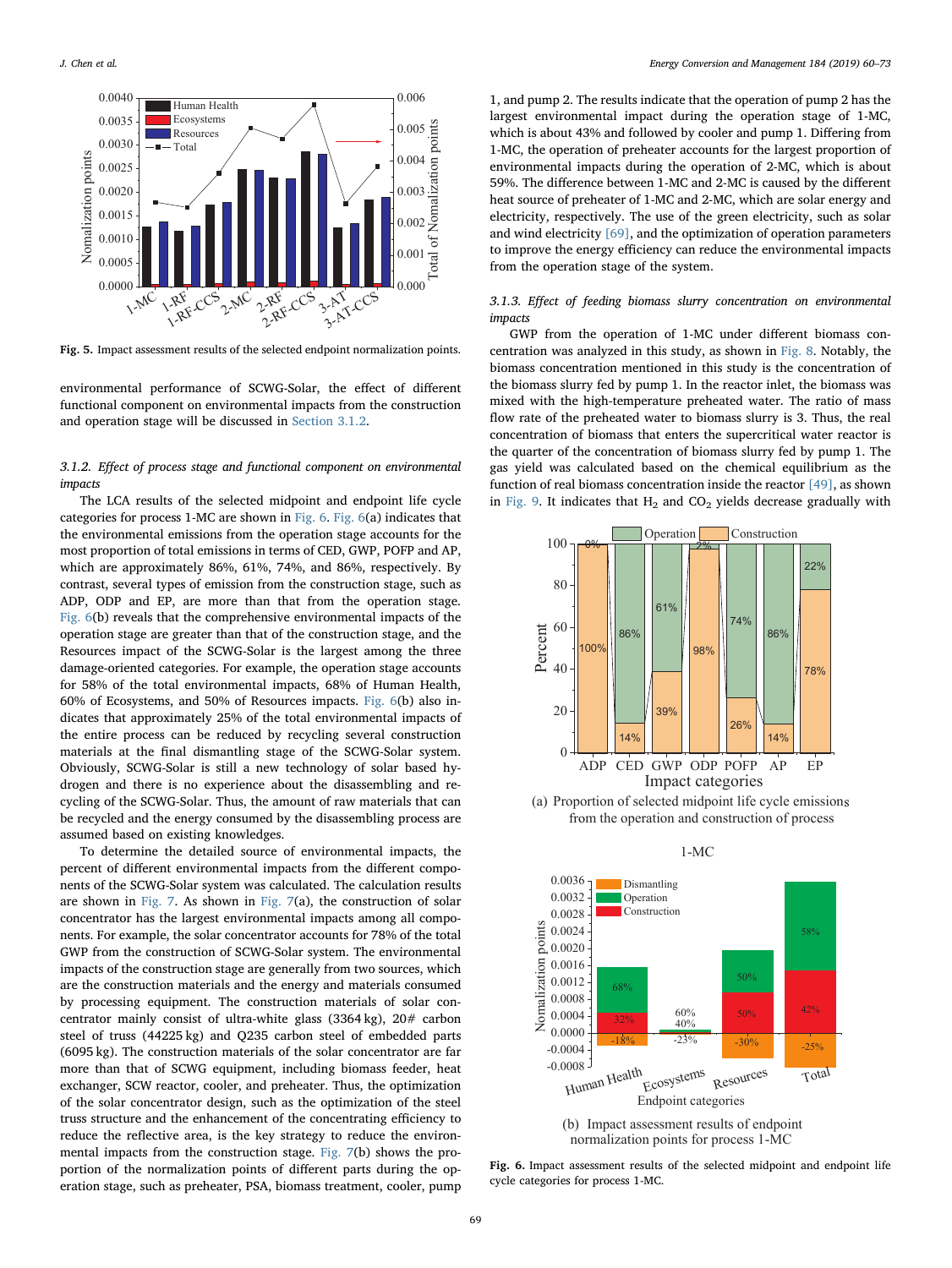Fig. 5. Impact assessment results of the selected endpoint normalization points.

environmental performance of SCWG-Solar, the effect of different functional component on environmental impacts from the construction and operation stage will be discussed in Section 3.1.2.

### 3.1.2. Effect of process stage and functional component on environmental impacts

The LCA results of the selected midpoint and endpoint life cycle categories for process 1-MC are shown in Fig. 6. Fig. 6(a) indicates that the environmental emissions from the operation stage accounts for the most proportion of total emissions in terms of CED, GWP, POFP and AP, which are approximately 86%, 61%, 74%, and 86%, respectively. By contrast, several types of emission from the construction stage, such as ADP, ODP and EP, are more than that from the operation stage. Fig. 6(b) reveals that the comprehensive environmental impacts of the operation stage are greater than that of the construction stage, and the Resources impact of the SCWG-Solar is the largest among the three damage-oriented categories. For example, the operation stage accounts for 58% of the total environmental impacts, 68% of Human Health, 60% of Ecosystems, and 50% of Resources impacts. Fig. 6(b) also indicates that approximately 25% of the total environmental impacts of the entire process can be reduced by recycling several construction materials at the final dismantling stage of the SCWG-Solar system. Obviously, SCWG-Solar is still a new technology of solar based hydrogen and there is no experience about the disassembling and recycling of the SCWG-Solar. Thus, the amount of raw materials that can be recycled and the energy consumed by the disassembling process are assumed based on existing knowledges.

To determine the detailed source of environmental impacts, the percent of different environmental impacts from the different components of the SCWG-Solar system was calculated. The calculation results are shown in Fig. 7. As shown in Fig. 7(a), the construction of solar concentrator has the largest environmental impacts among all components. For example, the solar concentrator accounts for 78% of the total GWP from the construction of SCWG-Solar system. The environmental impacts of the construction stage are generally from two sources, which are the construction materials and the energy and materials consumed by processing equipment. The construction materials of solar concentrator mainly consist of ultra-white glass (3364 kg), 20# carbon steel of truss (44225 kg) and Q235 carbon steel of embedded parts (6095 kg). The construction materials of the solar concentrator are far more than that of SCWG equipment, including biomass feeder, heat exchanger, SCW reactor, cooler, and preheater. Thus, the optimization of the solar concentrator design, such as the optimization of the steel truss structure and the enhancement of the concentrating efficiency to reduce the reflective area, is the key strategy to reduce the environmental impacts from the construction stage. Fig. 7(b) shows the proportion of the normalization points of different parts during the operation stage, such as preheater, PSA, biomass treatment, cooler, pump 1, and pump 2. The results indicate that the operation of pump 2 has the largest environmental impact during the operation stage of 1-MC, which is about 43% and followed by cooler and pump 1. Differing from 1-MC, the operation of preheater accounts for the largest proportion of environmental impacts during the operation of 2-MC, which is about 59%. The difference between 1-MC and 2-MC is caused by the different heat source of preheater of 1-MC and 2-MC, which are solar energy and electricity, respectively. The use of the green electricity, such as solar and wind electricity [69], and the optimization of operation parameters to improve the energy efficiency can reduce the environmental impacts from the operation stage of the system.

### 3.1.3. Effect of feeding biomass slurry concentration on environmental impacts

GWP from the operation of 1-MC under different biomass concentration was analyzed in this study, as shown in Fig. 8. Notably, the biomass concentration mentioned in this study is the concentration of the biomass slurry fed by pump 1. In the reactor inlet, the biomass was mixed with the high-temperature preheated water. The ratio of mass flow rate of the preheated water to biomass slurry is 3. Thus, the real concentration of biomass that enters the supercritical water reactor is the quarter of the concentration of biomass slurry fed by pump 1. The gas yield was calculated based on the chemical equilibrium as the function of real biomass concentration inside the reactor [49], as shown in Fig. 9. It indicates that $H_2$ and $CO_2$ yields decrease gradually with

Fig. 6. Impact assessment results of the selected midpoint and endpoint life cycle categories for process 1-MC.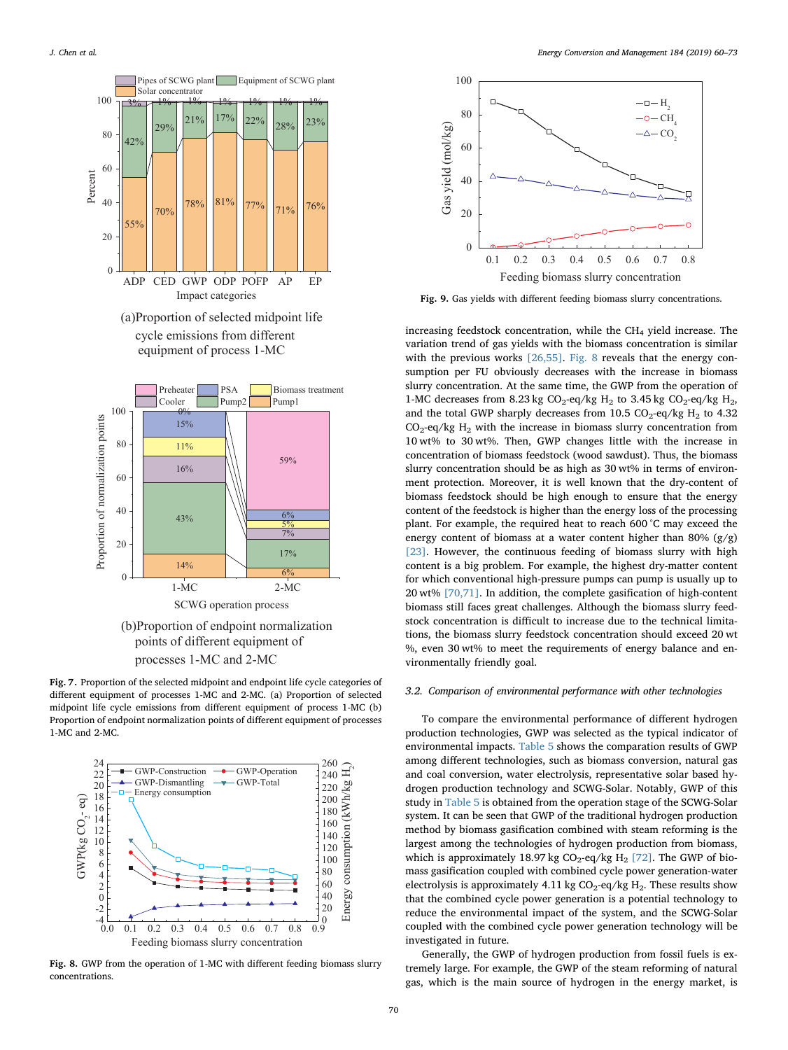(a)Proportion of selected midpoint life cycle emissions from different equipment of process 1-MC

(b)Proportion of endpoint normalization points of different equipment of processes 1-MC and 2-MC

**Fig. 7.** Proportion of the selected midpoint and endpoint life cycle categories of different equipment of processes 1-MC and 2-MC. (a) Proportion of selected midpoint life cycle emissions from different equipment of process 1-MC (b) Proportion of endpoint normalization points of different equipment of processes 1-MC and 2-MC.

**Fig. 8.** GWP from the operation of 1-MC with different feeding biomass slurry concentrations.

**Fig. 9.** Gas yields with different feeding biomass slurry concentrations.

increasing feedstock concentration, while the $CH_4$ yield increase. The variation trend of gas yields with the biomass concentration is similar with the previous works [26,55]. Fig. 8 reveals that the energy consumption per FU obviously decreases with the increase in biomass slurry concentration. At the same time, the GWP from the operation of 1-MC decreases from 8.23 kg $CO_2$-eq/kg $H_2$ to 3.45 kg $CO_2$-eq/kg $H_2$, and the total GWP sharply decreases from 10.5 $CO_2$-eq/kg $H_2$ to 4.32 $CO_2$-eq/kg $H_2$ with the increase in biomass slurry concentration from 10 wt% to 30 wt%. Then, GWP changes little with the increase in concentration of biomass feedstock (wood sawdust). Thus, the biomass slurry concentration should be as high as 30 wt% in terms of environment protection. Moreover, it is well known that the dry-content of biomass feedstock should be high enough to ensure that the energy content of the feedstock is higher than the energy loss of the processing plant. For example, the required heat to reach 600 °C may exceed the energy content of biomass at a water content higher than 80% (g/g) [23]. However, the continuous feeding of biomass slurry with high content is a big problem. For example, the highest dry-matter content for which conventional high-pressure pumps can pump is usually up to 20 wt% [70,71]. In addition, the complete gasification of high-content biomass still faces great challenges. Although the biomass slurry feedstock concentration is difficult to increase due to the technical limitations, the biomass slurry feedstock concentration should exceed 20 wt %, even 30 wt% to meet the requirements of energy balance and environmentally friendly goal.

### 3.2. Comparison of environmental performance with other technologies

To compare the environmental performance of different hydrogen production technologies, GWP was selected as the typical indicator of environmental impacts. Table 5 shows the comparison results of GWP among different technologies, such as biomass conversion, natural gas and coal conversion, water electrolysis, representative solar based hydrogen production technology and SCWG-Solar. Notably, GWP of this study in Table 5 is obtained from the operation stage of the SCWG-Solar system. It can be seen that GWP of the traditional hydrogen production method by biomass gasification combined with steam reforming is the largest among the technologies of hydrogen production from biomass, which is approximately 18.97 kg $CO_2$-eq/kg $H_2$ [72]. The GWP of biomass gasification coupled with combined cycle power generation-water electrolysis is approximately 4.11 kg $CO_2$-eq/kg $H_2$. These results show that the combined cycle power generation is a potential technology to reduce the environmental impact of the system, and the SCWG-Solar coupled with the combined cycle power generation technology will be investigated in future.

Generally, the GWP of hydrogen production from fossil fuels is extremely large. For example, the GWP of the steam reforming of natural gas, which is the main source of hydrogen in the energy market, is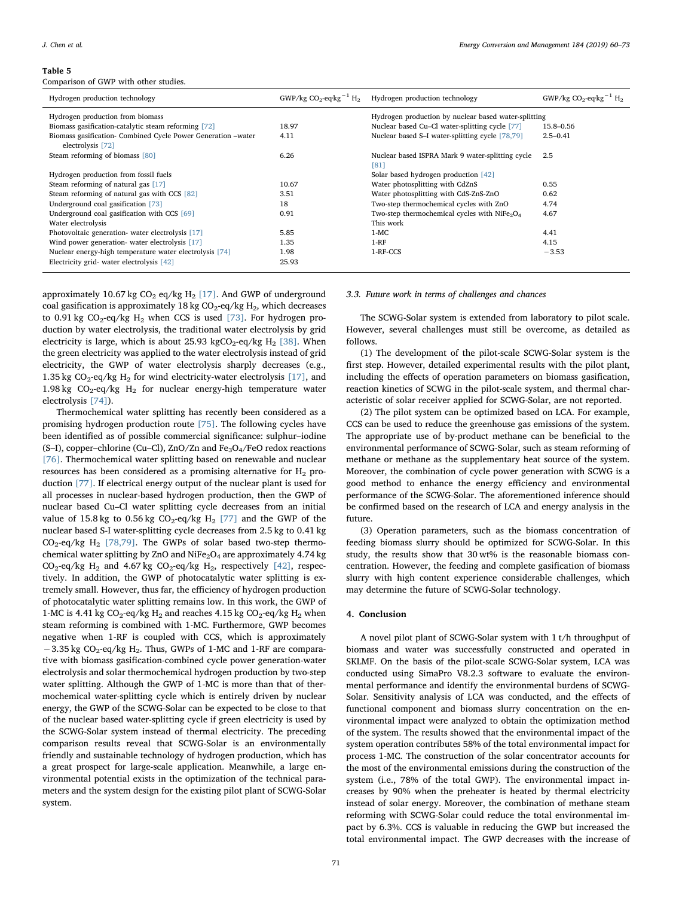**Table 5**
Comparison of GWP with other studies.

| Hydrogen production technology | GWP/kg $CO_2$-eq·kg$^{-1}$ $H_2$ | Hydrogen production technology | GWP/kg $CO_2$-eq·kg$^{-1}$ $H_2$ |
|---|---|---|---|
| Hydrogen production from biomass | | Hydrogen production by nuclear based water-splitting | |
| Biomass gasification-catalytic steam reforming [72] | 18.97 | Nuclear based Cu–Cl water-splitting cycle [77] | 15.8–0.56 |
| Biomass gasification- Combined Cycle Power Generation –water electrolysis [72] | 4.11 | Nuclear based S–I water-splitting cycle [78,79] | 2.5–0.41 |
| Steam reforming of biomass [80] | 6.26 | Nuclear based ISPRA Mark 9 water-splitting cycle [81] | 2.5 |
| Hydrogen production from fossil fuels | | Solar based hydrogen production [42] | |
| Steam reforming of natural gas [17] | 10.67 | Water photosplitting with CdZnS | 0.55 |
| Steam reforming of natural gas with CCS [82] | 3.51 | Water photosplitting with CdS-ZnS-ZnO | 0.62 |
| Underground coal gasification [73] | 18 | Two-step thermochemical cycles with ZnO | 4.74 |
| Underground coal gasification with CCS [69] | 0.91 | Two-step thermochemical cycles with $NiFe_2O_4$ | 4.67 |
| Water electrolysis | | This work | |
| Photovoltaic generation- water electrolysis [17] | 5.85 | 1-MC | 4.41 |
| Wind power generation- water electrolysis [17] | 1.35 | 1-RF | 4.15 |
| Nuclear energy-high temperature water electrolysis [74] | 1.98 | 1-RF-CCS | −3.53 |
| Electricity grid- water electrolysis [42] | 25.93 | | |

approximately 10.67 kg $CO_2$ eq/kg $H_2$ [17]. And GWP of underground coal gasification is approximately 18 kg $CO_2$-eq/kg $H_2$, which decreases to 0.91 kg $CO_2$-eq/kg $H_2$ when CCS is used [73]. For hydrogen production by water electrolysis, the traditional water electrolysis by grid electricity is large, which is about 25.93 kg$CO_2$-eq/kg $H_2$ [38]. When the green electricity was applied to the water electrolysis instead of grid electricity, the GWP of water electrolysis sharply decreases (e.g., 1.35 kg $CO_2$-eq/kg $H_2$ for wind electricity-water electrolysis [17], and 1.98 kg $CO_2$-eq/kg $H_2$ for nuclear energy-high temperature water electrolysis [74]).

Thermochemical water splitting has recently been considered as a promising hydrogen production route [75]. The following cycles have been identified as of possible commercial significance: sulphur–iodine (S–I), copper–chlorine (Cu–Cl), ZnO/Zn and $Fe_3O_4$/FeO redox reactions [76]. Thermochemical water splitting based on renewable and nuclear resources has been considered as a promising alternative for $H_2$ production [77]. If electrical energy output of the nuclear plant is used for all processes in nuclear-based hydrogen production, then the GWP of nuclear based Cu–Cl water splitting cycle decreases from an initial value of 15.8 kg to 0.56 kg $CO_2$-eq/kg $H_2$ [77] and the GWP of the nuclear based S-I water-splitting cycle decreases from 2.5 kg to 0.41 kg $CO_2$-eq/kg $H_2$ [78,79]. The GWPs of solar based two-step thermochemical water splitting by ZnO and $NiFe_2O_4$ are approximately 4.74 kg $CO_2$-eq/kg $H_2$ and 4.67 kg $CO_2$-eq/kg $H_2$, respectively [42], respectively. In addition, the GWP of photocatalytic water splitting is extremely small. However, thus far, the efficiency of hydrogen production of photocatalytic water splitting remains low. In this work, the GWP of 1-MC is 4.41 kg $CO_2$-eq/kg $H_2$ and reaches 4.15 kg $CO_2$-eq/kg $H_2$ when steam reforming is combined with 1-MC. Furthermore, GWP becomes negative when 1-RF is coupled with CCS, which is approximately −3.35 kg $CO_2$-eq/kg $H_2$. Thus, GWPs of 1-MC and 1-RF are comparative with biomass gasification-combined cycle power generation-water electrolysis and solar thermochemical hydrogen production by two-step water splitting. Although the GWP of 1-MC is more than that of thermochemical water-splitting cycle which is entirely driven by nuclear energy, the GWP of the SCWG-Solar can be expected to be close to that of the nuclear based water-splitting cycle if green electricity is used by the SCWG-Solar system instead of thermal electricity. The preceding comparison results reveal that SCWG-Solar is an environmentally friendly and sustainable technology of hydrogen production, which has a great prospect for large-scale application. Meanwhile, a large environmental potential exists in the optimization of the technical parameters and the system design for the existing pilot plant of SCWG-Solar system.

### 3.3. Future work in terms of challenges and chances

The SCWG-Solar system is extended from laboratory to pilot scale. However, several challenges must still be overcome, as detailed as follows.

(1) The development of the pilot-scale SCWG-Solar system is the first step. However, detailed experimental results with the pilot plant, including the effects of operation parameters on biomass gasification, reaction kinetics of SCWG in the pilot-scale system, and thermal characteristic of solar receiver applied for SCWG-Solar, are not reported.

(2) The pilot system can be optimized based on LCA. For example, CCS can be used to reduce the greenhouse gas emissions of the system. The appropriate use of by-product methane can be beneficial to the environmental performance of SCWG-Solar, such as steam reforming of methane or methane as the supplementary heat source of the system. Moreover, the combination of cycle power generation with SCWG is a good method to enhance the energy efficiency and environmental performance of the SCWG-Solar. The aforementioned inference should be confirmed based on the research of LCA and energy analysis in the future.

(3) Operation parameters, such as the biomass concentration of feeding biomass slurry should be optimized for SCWG-Solar. In this study, the results show that 30 wt% is the reasonable biomass concentration. However, the feeding and complete gasification of biomass slurry with high content experience considerable challenges, which may determine the future of SCWG-Solar technology.

## 4. Conclusion

A novel pilot plant of SCWG-Solar system with 1 t/h throughput of biomass and water was successfully constructed and operated in SKLMF. On the basis of the pilot-scale SCWG-Solar system, LCA was conducted using SimaPro V8.2.3 software to evaluate the environmental performance and identify the environmental burdens of SCWG-Solar. Sensitivity analysis of LCA was conducted, and the effects of functional component and biomass slurry concentration on the environmental impact were analyzed to obtain the optimization method of the system. The results showed that the environmental impact of the system operation contributes 58% of the total environmental impact for process 1-MC. The construction of the solar concentrator accounts for the most of the environmental emissions during the construction of the system (i.e., 78% of the total GWP). The environmental impact increases by 90% when the preheater is heated by thermal electricity instead of solar energy. Moreover, the combination of methane steam reforming with SCWG-Solar could reduce the total environmental impact by 6.3%. CCS is valuable in reducing the GWP but increased the total environmental impact. The GWP decreases with the increase of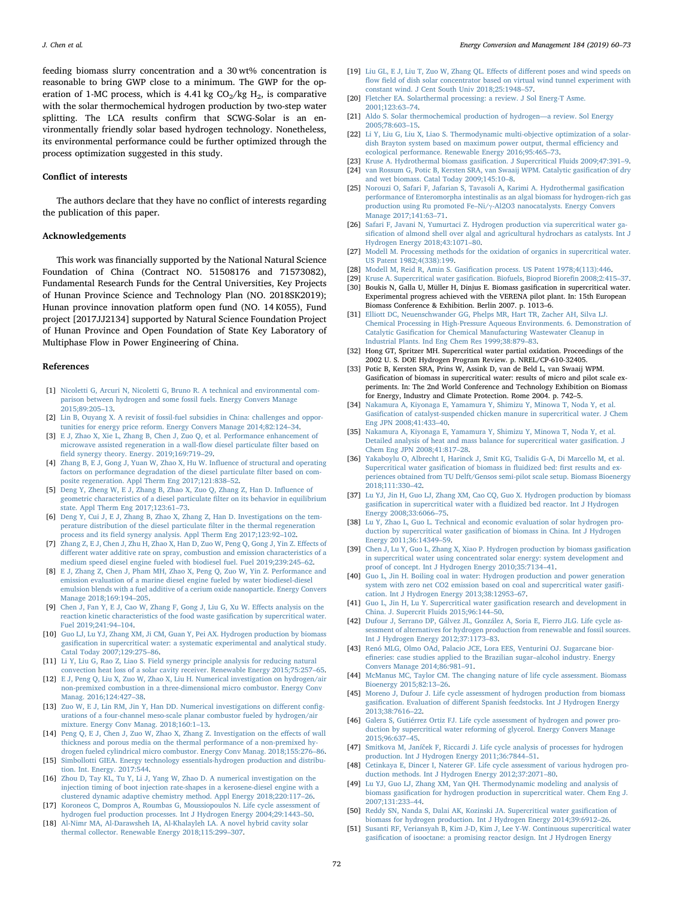feeding biomass slurry concentration and a 30 wt% concentration is reasonable to bring GWP close to a minimum. The GWP for the operation of 1-MC process, which is 4.41 kg $CO_2$/kg $H_2$, is comparative with the solar thermochemical hydrogen production by two-step water splitting. The LCA results confirm that SCWG-Solar is an environmentally friendly solar based hydrogen technology. Nonetheless, its environmental performance could be further optimized through the process optimization suggested in this study.

## Conflict of interests

The authors declare that they have no conflict of interests regarding the publication of this paper.

## Acknowledgements

This work was financially supported by the National Natural Science Foundation of China (Contract NO. 51508176 and 71573082), Fundamental Research Funds for the Central Universities, Key Projects of Hunan Province Science and Technology Plan (NO. 2018SK2019); Hunan province innovation platform open fund (NO. 14 K055), Fund project [2017JJ2134] supported by Natural Science Foundation Project of Hunan Province and Open Foundation of State Key Laboratory of Multiphase Flow in Power Engineering of China.

## References

[1] Nicoletti G, Arcuri N, Nicoletti G, Bruno R. A technical and environmental comparison between hydrogen and some fossil fuels. Energy Convers Manage 2015;89:205–13.

[2] Lin B, Ouyang X. A revisit of fossil-fuel subsidies in China: challenges and opportunities for energy price reform. Energy Convers Manage 2014;82:124–34.

[3] E J, Zhao X, Xie L, Zhang B, Chen J, Zuo Q, et al. Performance enhancement of microwave assisted regeneration in a wall-flow diesel particulate filter based on field synergy theory. Energy. 2019;169:719–29.

[4] Zhang B, E J, Gong J, Yuan W, Zhao X, Hu W. Influence of structural and operating factors on performance degradation of the diesel particulate filter based on composite regeneration. Appl Therm Eng 2017;121:838–52.

[5] Deng Y, Zheng W, E J, Zhang B, Zhao X, Zuo Q, Zhang Z, Han D. Influence of geometric characteristics of a diesel particulate filter on its behavior in equilibrium state. Appl Therm Eng 2017;123:61–73.

[6] Deng Y, Cui J, E J, Zhang B, Zhao X, Zhang Z, Han D. Investigations on the temperature distribution of the diesel particulate filter in the thermal regeneration process and its field synergy analysis. Appl Therm Eng 2017;123:92–102.

[7] Zhang Z, E J, Chen J, Zhu H, Zhao X, Han D, Zuo W, Peng Q, Gong J, Yin Z. Effects of different water additive rate on spray, combustion and emission characteristics of a medium speed diesel engine fueled with biodiesel fuel. Fuel 2019;239:245–62.

[8] E J, Zhang Z, Chen J, Pham MH, Zhao X, Peng Q, Zuo W, Yin Z. Performance and emission evaluation of a marine diesel engine fueled by water biodiesel-diesel emulsion blends with a fuel additive of a cerium oxide nanoparticle. Energy Convers Manage 2018;169:194–205.

[9] Chen J, Fan Y, E J, Cao W, Zhang F, Gong J, Liu G, Xu W. Effects analysis on the reaction kinetic characteristics of the food waste gasification by supercritical water. Fuel 2019;241:94–104.

[10] Guo LJ, Lu YJ, Zhang XM, Ji CM, Guan Y, Pei AX. Hydrogen production by biomass gasification in supercritical water: a systematic experimental and analytical study. Catal Today 2007;129:275–86.

[11] Li Y, Liu G, Rao Z, Liao S. Field synergy principle analysis for reducing natural convection heat loss of a solar cavity receiver. Renewable Energy 2015;75:257–65.

[12] E J, Peng Q, Liu X, Zuo W, Zhao X, Liu H. Numerical investigation on hydrogen/air non-premixed combustion in a three-dimensional micro combustor. Energy Conv Manag. 2016;124:427–38.

[13] Zuo W, E J, Lin RM, Jin Y, Han DD. Numerical investigations on different configurations of a four-channel meso-scale planar combustor fueled by hydrogen/air mixture. Energy Conv Manag. 2018;160:1–13.

[14] Peng Q, E J, Chen J, Zuo W, Zhao X, Zhang Z. Investigation on the effects of wall thickness and porous media on the thermal performance of a non-premixed hydrogen fueled cylindrical micro combustor. Energy Conv Manag. 2018;155:276–86.

[15] Simbollotti GIEA. Energy technology essentials-hydrogen production and distribution. Int. Energy. 2017:544.

[16] Zhou D, Tay KL, Tu Y, Li J, Yang W, Zhao D. A numerical investigation on the injection timing of boot injection rate-shapes in a kerosene-diesel engine with a clustered dynamic adaptive chemistry method. Appl Energy 2018;220:117–26.

[17] Koroneos C, Dompros A, Roumbas G, Moussiopoulos N. Life cycle assessment of hydrogen fuel production processes. Int J Hydrogen Energy 2004;29:1443–50.

[18] Al-Nimr MA, Al-Darawsheh IA, Al-Khalayleh LA. A novel hybrid cavity solar thermal collector. Renewable Energy 2018;115:299–307.

[19] Liu GL, E J, Liu T, Zuo W, Zhang QL. Effects of different poses and wind speeds on flow field of dish solar concentrator based on virtual wind tunnel experiment with constant wind. J Cent South Univ 2018;25:1948–57.

[20] Fletcher EA. Solarthermal processing: a review. J Sol Energ-T Asme. 2001;123:63–74.

[21] Aldo S. Solar thermochemical production of hydrogen—a review. Sol Energy 2005;78:603–15.

[22] Li Y, Liu G, Liu X, Liao S. Thermodynamic multi-objective optimization of a solar-dish Brayton system based on maximum power output, thermal efficiency and ecological performance. Renewable Energy 2016;95:465–73.

[23] Kruse A. Hydrothermal biomass gasification. J Supercritical Fluids 2009;47:391–9.

[24] van Rossum G, Potic B, Kersten SRA, van Swaaij WPM. Catalytic gasification of dry and wet biomass. Catal Today 2009;145:10–8.

[25] Norouzi O, Safari F, Jafarian S, Tavasoli A, Karimi A. Hydrothermal gasification performance of Enteromorpha intestinalis as an algal biomass for hydrogen-rich gas production using Ru promoted Fe–Ni/γ-Al2O3 nanocatalysts. Energy Convers Manage 2017;141:63–71.

[26] Safari F, Javani N, Yumurtaci Z. Hydrogen production via supercritical water gasification of almond shell over algal and agricultural hydrochars as catalysts. Int J Hydrogen Energy 2018;43:1071–80.

[27] Modell M. Processing methods for the oxidation of organics in supercritical water. US Patent 1982;4(338):199.

[28] Modell M, Reid R, Amin S. Gasification process. US Patent 1978;4(113):446.

[29] Kruse A. Supercritical water gasification. Biofuels, Bioprod Biorefin 2008;2:415–37.

[30] Boukis N, Galla U, Müller H, Dinjus E. Biomass gasification in supercritical water. Experimental progress achieved with the VERENA pilot plant. In: 15th European Biomass Conference & Exhibition. Berlin 2007. p. 1013–6.

[31] Elliott DC, Neuenschwander GG, Phelps MR, Hart TR, Zacher AH, Silva LJ. Chemical Processing in High-Pressure Aqueous Environments. 6. Demonstration of Catalytic Gasification for Chemical Manufacturing Wastewater Cleanup in Industrial Plants. Ind Eng Chem Res 1999;38:879–83.

[32] Hong GT, Spritzer MH. Supercritical water partial oxidation. Proceedings of the 2002 U. S. DOE Hydrogen Program Review. p. NREL/CP-610-32405.

[33] Potic B, Kersten SRA, Prins W, Assink D, van de Beld L, van Swaaij WPM. Gasification of biomass in supercritical water: results of micro and pilot scale experiments. In: The 2nd World Conference and Technology Exhibition on Biomass for Energy, Industry and Climate Protection. Rome 2004. p. 742–5.

[34] Nakamura A, Kiyonaga E, Yamamura Y, Shimizu Y, Minowa T, Noda Y, et al. Gasification of catalyst-suspended chicken manure in supercritical water. J Chem Eng JPN 2008;41:433–40.

[35] Nakamura A, Kiyonaga E, Yamamura Y, Shimizu Y, Minowa T, Noda Y, et al. Detailed analysis of heat and mass balance for supercritical water gasification. J Chem Eng JPN 2008;41:817–28.

[36] Yakaboylu O, Albrecht I, Harinck J, Smit KG, Tsalidis G-A, Di Marcello M, et al. Supercritical water gasification of biomass in fluidized bed: first results and experiences obtained from TU Delft/Gensos semi-pilot scale setup. Biomass Bioenergy 2018;111:330–42.

[37] Lu YJ, Jin H, Guo LJ, Zhang XM, Cao CQ, Guo X. Hydrogen production by biomass gasification in supercritical water with a fluidized bed reactor. Int J Hydrogen Energy 2008;33:6066–75.

[38] Lu Y, Zhao L, Guo L. Technical and economic evaluation of solar hydrogen production by supercritical water gasification of biomass in China. Int J Hydrogen Energy 2011;36:14349–59.

[39] Chen J, Lu Y, Guo L, Zhang X, Xiao P. Hydrogen production by biomass gasification in supercritical water using concentrated solar energy: system development and proof of concept. Int J Hydrogen Energy 2010;35:7134–41.

[40] Guo L, Jin H. Boiling coal in water: Hydrogen production and power generation system with zero net CO2 emission based on coal and supercritical water gasification. Int J Hydrogen Energy 2013;38:12953–67.

[41] Guo L, Jin H, Lu Y. Supercritical water gasification research and development in China. J. Supercrit Fluids 2015;96:144–50.

[42] Dufour J, Serrano DP, Gálvez JL, González A, Soria E, Fierro JLG. Life cycle assessment of alternatives for hydrogen production from renewable and fossil sources. Int J Hydrogen Energy 2012;37:1173–83.

[43] Renó MLG, Olmo OAd, Palacio JCE, Lora EES, Venturini OJ. Sugarcane biorefineries: case studies applied to the Brazilian sugar–alcohol industry. Energy Convers Manage 2014;86:981–91.

[44] McManus MC, Taylor CM. The changing nature of life cycle assessment. Biomass Bioenergy 2015;82:13–26.

[45] Moreno J, Dufour J. Life cycle assessment of hydrogen production from biomass gasification. Evaluation of different Spanish feedstocks. Int J Hydrogen Energy 2013;38:7616–22.

[46] Galera S, Gutiérrez Ortiz FJ. Life cycle assessment of hydrogen and power production by supercritical water reforming of glycerol. Energy Convers Manage 2015;96:637–45.

[47] Smitkova M, Janíček F, Riccardi J. Life cycle analysis of processes for hydrogen production. Int J Hydrogen Energy 2011;36:7844–51.

[48] Cetinkaya E, Dincer I, Naterer GF. Life cycle assessment of various hydrogen production methods. Int J Hydrogen Energy 2012;37:2071–80.

[49] Lu YJ, Guo LJ, Zhang XM, Yan QH. Thermodynamic modeling and analysis of biomass gasification for hydrogen production in supercritical water. Chem Eng J. 2007;131:233–44.

[50] Reddy SN, Nanda S, Dalai AK, Kozinski JA. Supercritical water gasification of biomass for hydrogen production. Int J Hydrogen Energy 2014;39:6912–26.

[51] Susanti RF, Veriansyah B, Kim J-D, Kim J, Lee Y-W. Continuous supercritical water gasification of isooctane: a promising reactor design. Int J Hydrogen Energy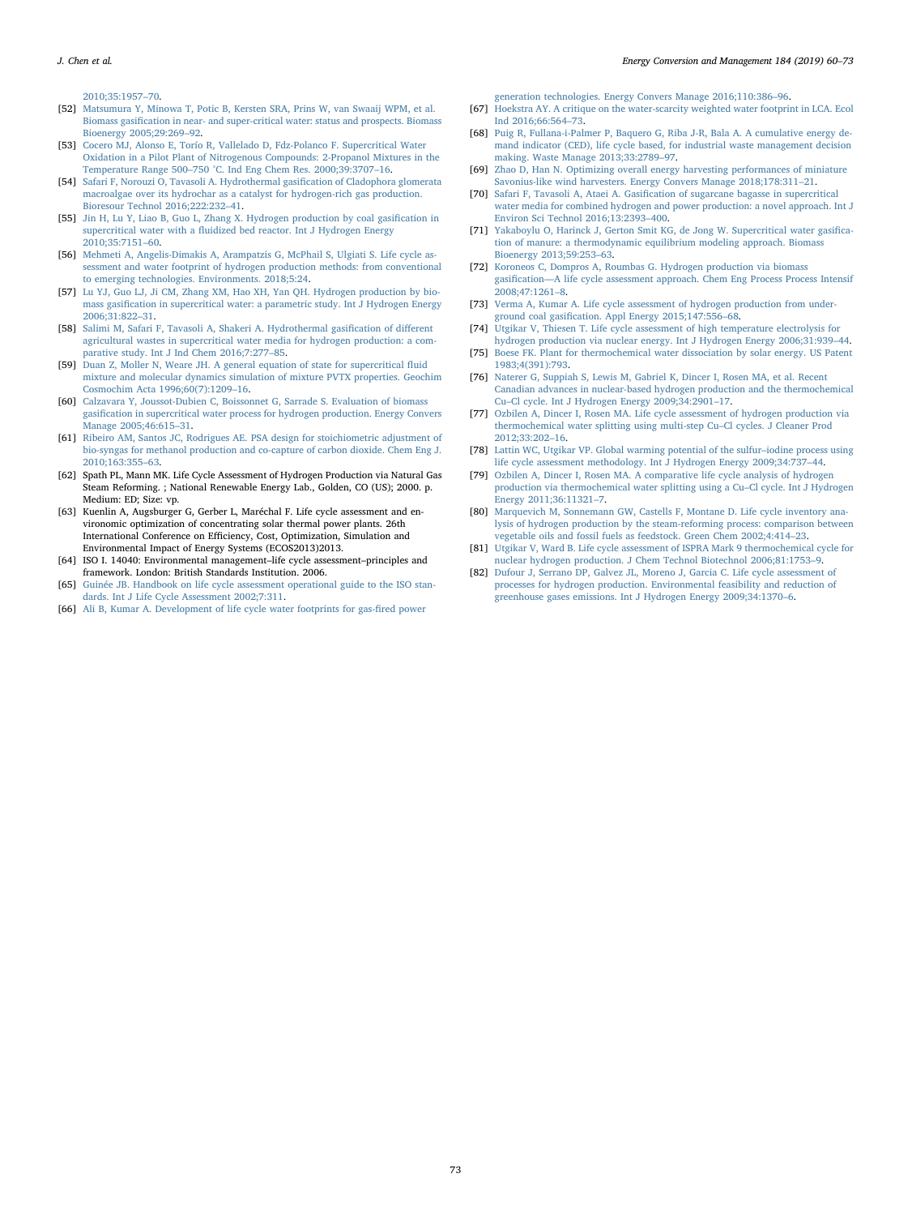2010;35:1957–70.

[52] Matsumura Y, Minowa T, Potic B, Kersten SRA, Prins W, van Swaaij WPM, et al. Biomass gasification in near- and super-critical water: status and prospects. Biomass Bioenergy 2005;29:269–92.

[53] Cocero MJ, Alonso E, Torío R, Vallelado D, Fdz-Polanco F. Supercritical Water Oxidation in a Pilot Plant of Nitrogenous Compounds: 2-Propanol Mixtures in the Temperature Range 500–750 °C. Ind Eng Chem Res. 2000;39:3707–16.

[54] Safari F, Norouzi O, Tavasoli A. Hydrothermal gasification of Cladophora glomerata macroalgae over its hydrochar as a catalyst for hydrogen-rich gas production. Bioresour Technol 2016;222:232–41.

[55] Jin H, Lu Y, Liao B, Guo L, Zhang X. Hydrogen production by coal gasification in supercritical water with a fluidized bed reactor. Int J Hydrogen Energy 2010;35:7151–60.

[56] Mehmeti A, Angelis-Dimakis A, Arampatzis G, McPhail S, Ulgiati S. Life cycle assessment and water footprint of hydrogen production methods: from conventional to emerging technologies. Environments. 2018;5:24.

[57] Lu YJ, Guo LJ, Ji CM, Zhang XM, Hao XH, Yan QH. Hydrogen production by biomass gasification in supercritical water: a parametric study. Int J Hydrogen Energy 2006;31:822–31.

[58] Salimi M, Safari F, Tavasoli A, Shakeri A. Hydrothermal gasification of different agricultural wastes in supercritical water media for hydrogen production: a comparative study. Int J Ind Chem 2016;7:277–85.

[59] Duan Z, Moller N, Weare JH. A general equation of state for supercritical fluid mixture and molecular dynamics simulation of mixture PVTX properties. Geochim Cosmochim Acta 1996;60(7):1209–16.

[60] Calzavara Y, Joussot-Dubien C, Boissonnet G, Sarrade S. Evaluation of biomass gasification in supercritical water process for hydrogen production. Energy Convers Manage 2005;46:615–31.

[61] Ribeiro AM, Santos JC, Rodrigues AE. PSA design for stoichiometric adjustment of bio-syngas for methanol production and co-capture of carbon dioxide. Chem Eng J. 2010;163:355–63.

[62] Spath PL, Mann MK. Life Cycle Assessment of Hydrogen Production via Natural Gas Steam Reforming. ; National Renewable Energy Lab., Golden, CO (US); 2000. p. Medium: ED; Size: vp.

[63] Kuenlin A, Augsburger G, Gerber L, Maréchal F. Life cycle assessment and environomic optimization of concentrating solar thermal power plants. 26th International Conference on Efficiency, Cost, Optimization, Simulation and Environmental Impact of Energy Systems (ECOS2013)2013.

[64] ISO I. 14040: Environmental management–life cycle assessment–principles and framework. London: British Standards Institution. 2006.

[65] Guinée JB. Handbook on life cycle assessment operational guide to the ISO standards. Int J Life Cycle Assessment 2002;7:311.

[66] Ali B, Kumar A. Development of life cycle water footprints for gas-fired power generation technologies. Energy Convers Manage 2016;110:386–96.

[67] Hoekstra AY. A critique on the water-scarcity weighted water footprint in LCA. Ecol Ind 2016;66:564–73.

[68] Puig R, Fullana-i-Palmer P, Baquero G, Riba J-R, Bala A. A cumulative energy demand indicator (CED), life cycle based, for industrial waste management decision making. Waste Manage 2013;33:2789–97.

[69] Zhao D, Han N. Optimizing overall energy harvesting performances of miniature Savonius-like wind harvesters. Energy Convers Manage 2018;178:311–21.

[70] Safari F, Tavasoli A, Ataei A. Gasification of sugarcane bagasse in supercritical water media for combined hydrogen and power production: a novel approach. Int J Environ Sci Technol 2016;13:2393–400.

[71] Yakaboylu O, Harinck J, Gerton Smit KG, de Jong W. Supercritical water gasification of manure: a thermodynamic equilibrium modeling approach. Biomass Bioenergy 2013;59:253–63.

[72] Koroneos C, Dompros A, Roumbas G. Hydrogen production via biomass gasification—A life cycle assessment approach. Chem Eng Process Process Intensif 2008;47:1261–8.

[73] Verma A, Kumar A. Life cycle assessment of hydrogen production from underground coal gasification. Appl Energy 2015;147:556–68.

[74] Utgikar V, Thiesen T. Life cycle assessment of high temperature electrolysis for hydrogen production via nuclear energy. Int J Hydrogen Energy 2006;31:939–44.

[75] Boese FK. Plant for thermochemical water dissociation by solar energy. US Patent 1983;4(391):793.

[76] Naterer G, Suppiah S, Lewis M, Gabriel K, Dincer I, Rosen MA, et al. Recent Canadian advances in nuclear-based hydrogen production and the thermochemical Cu–Cl cycle. Int J Hydrogen Energy 2009;34:2901–17.

[77] Ozbilen A, Dincer I, Rosen MA. Life cycle assessment of hydrogen production via thermochemical water splitting using multi-step Cu–Cl cycles. J Cleaner Prod 2012;33:202–16.

[78] Lattin WC, Utgikar VP. Global warming potential of the sulfur–iodine process using life cycle assessment methodology. Int J Hydrogen Energy 2009;34:737–44.

[79] Ozbilen A, Dincer I, Rosen MA. A comparative life cycle analysis of hydrogen production via thermochemical water splitting using a Cu–Cl cycle. Int J Hydrogen Energy 2011;36:11321–7.

[80] Marquevich M, Sonnemann GW, Castells F, Montane D. Life cycle inventory analysis of hydrogen production by the steam-reforming process: comparison between vegetable oils and fossil fuels as feedstock. Green Chem 2002;4:414–23.

[81] Utgikar V, Ward B. Life cycle assessment of ISPRA Mark 9 thermochemical cycle for nuclear hydrogen production. J Chem Technol Biotechnol 2006;81:1753–9.

[82] Dufour J, Serrano DP, Galvez JL, Moreno J, Garcia C. Life cycle assessment of processes for hydrogen production. Environmental feasibility and reduction of greenhouse gases emissions. Int J Hydrogen Energy 2009;34:1370–6.